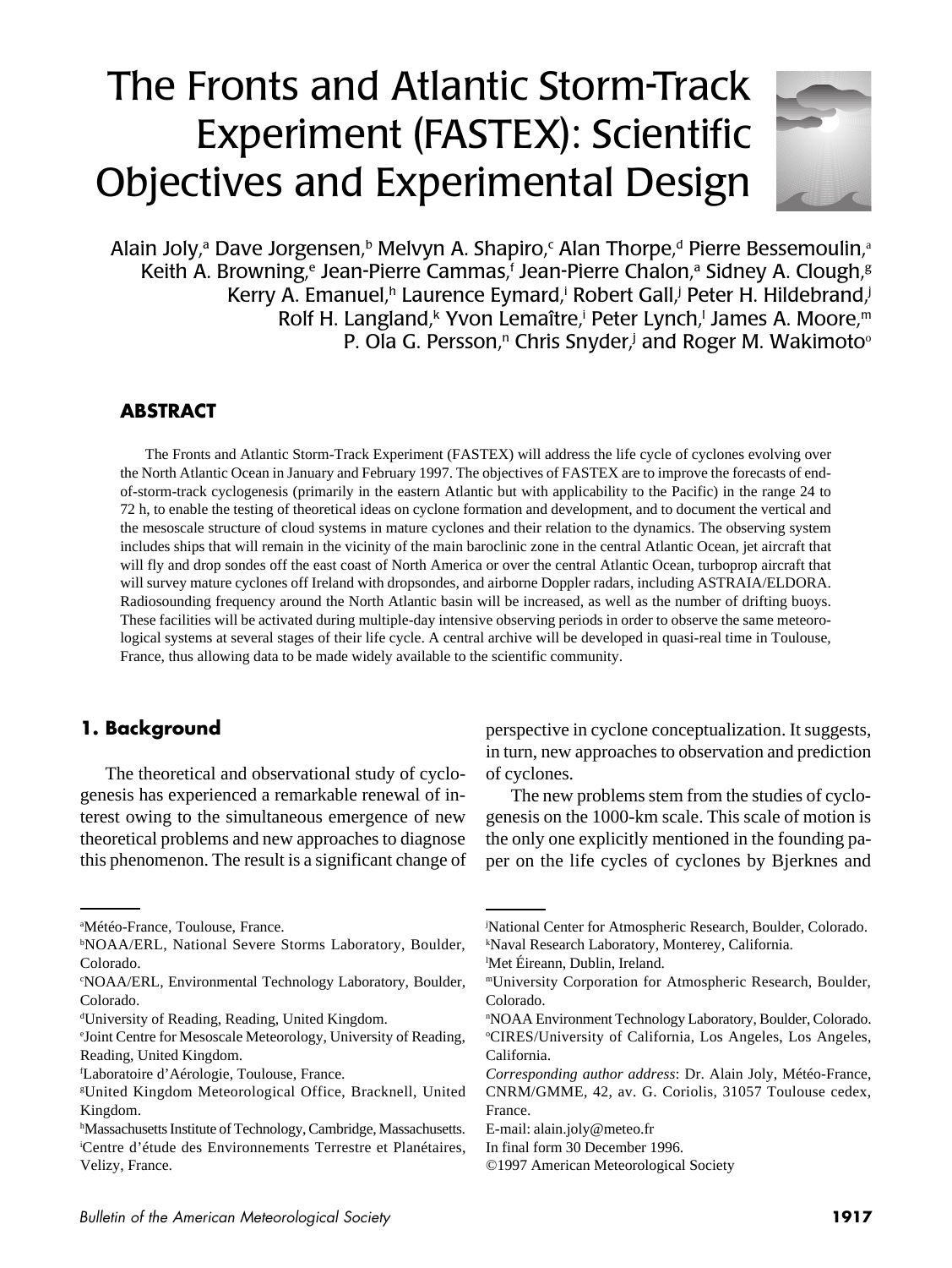# The Fronts and Atlantic Storm-Track Experiment (FASTEX): Scientific Objectives and Experimental Design

Alain Joly,[a] Dave Jorgensen,[b] Melvyn A. Shapiro,[c] Alan Thorpe,[d] Pierre Bessemoulin,[a] Keith A. Browning,[e] Jean-Pierre Cammas,[f] Jean-Pierre Chalon,[a] Sidney A. Clough,[g] Kerry A. Emanuel,[h] Laurence Eymard,[i] Robert Gall,[j] Peter H. Hildebrand,[j] Rolf H. Langland,[k] Yvon Lemaître,[i] Peter Lynch,[l] James A. Moore,[m] P. Ola G. Persson,[n] Chris Snyder,[j] and Roger M. Wakimoto[o]

## ABSTRACT

The Fronts and Atlantic Storm-Track Experiment (FASTEX) will address the life cycle of cyclones evolving over the North Atlantic Ocean in January and February 1997. The objectives of FASTEX are to improve the forecasts of end-of-storm-track cyclogenesis (primarily in the eastern Atlantic but with applicability to the Pacific) in the range 24 to 72 h, to enable the testing of theoretical ideas on cyclone formation and development, and to document the vertical and the mesoscale structure of cloud systems in mature cyclones and their relation to the dynamics. The observing system includes ships that will remain in the vicinity of the main baroclinic zone in the central Atlantic Ocean, jet aircraft that will fly and drop sondes off the east coast of North America or over the central Atlantic Ocean, turboprop aircraft that will survey mature cyclones off Ireland with dropsondes, and airborne Doppler radars, including ASTRAIA/ELDORA. Radiosounding frequency around the North Atlantic basin will be increased, as well as the number of drifting buoys. These facilities will be activated during multiple-day intensive observing periods in order to observe the same meteorological systems at several stages of their life cycle. A central archive will be developed in quasi-real time in Toulouse, France, thus allowing data to be made widely available to the scientific community.

## 1. Background

The theoretical and observational study of cyclogenesis has experienced a remarkable renewal of interest owing to the simultaneous emergence of new theoretical problems and new approaches to diagnose this phenomenon. The result is a significant change of perspective in cyclone conceptualization. It suggests, in turn, new approaches to observation and prediction of cyclones.

The new problems stem from the studies of cyclogenesis on the 1000-km scale. This scale of motion is the only one explicitly mentioned in the founding paper on the life cycles of cyclones by Bjerknes and

---

[a]Météo-France, Toulouse, France.
[b]NOAA/ERL, National Severe Storms Laboratory, Boulder, Colorado.
[c]NOAA/ERL, Environmental Technology Laboratory, Boulder, Colorado.
[d]University of Reading, Reading, United Kingdom.
[e]Joint Centre for Mesoscale Meteorology, University of Reading, Reading, United Kingdom.
[f]Laboratoire d'Aérologie, Toulouse, France.
[g]United Kingdom Meteorological Office, Bracknell, United Kingdom.
[h]Massachusetts Institute of Technology, Cambridge, Massachusetts.
[i]Centre d'étude des Environnements Terrestre et Planétaires, Velizy, France.
[j]National Center for Atmospheric Research, Boulder, Colorado.
[k]Naval Research Laboratory, Monterey, California.
[l]Met Éireann, Dublin, Ireland.
[m]University Corporation for Atmospheric Research, Boulder, Colorado.
[n]NOAA Environment Technology Laboratory, Boulder, Colorado.
[o]CIRES/University of California, Los Angeles, Los Angeles, California.

*Corresponding author address*: Dr. Alain Joly, Météo-France, CNRM/GMME, 42, av. G. Coriolis, 31057 Toulouse cedex, France.
E-mail: alain.joly@meteo.fr
In final form 30 December 1996.
©1997 American Meteorological Society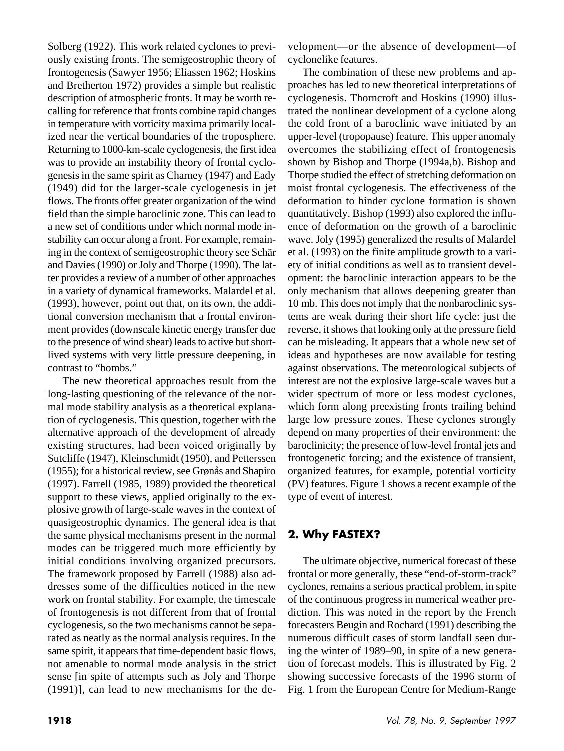Solberg (1922). This work related cyclones to previously existing fronts. The semigeostrophic theory of frontogenesis (Sawyer 1956; Eliassen 1962; Hoskins and Bretherton 1972) provides a simple but realistic description of atmospheric fronts. It may be worth recalling for reference that fronts combine rapid changes in temperature with vorticity maxima primarily localized near the vertical boundaries of the troposphere. Returning to 1000-km-scale cyclogenesis, the first idea was to provide an instability theory of frontal cyclogenesis in the same spirit as Charney (1947) and Eady (1949) did for the larger-scale cyclogenesis in jet flows. The fronts offer greater organization of the wind field than the simple baroclinic zone. This can lead to a new set of conditions under which normal mode instability can occur along a front. For example, remaining in the context of semigeostrophic theory see Schär and Davies (1990) or Joly and Thorpe (1990). The latter provides a review of a number of other approaches in a variety of dynamical frameworks. Malardel et al. (1993), however, point out that, on its own, the additional conversion mechanism that a frontal environment provides (downscale kinetic energy transfer due to the presence of wind shear) leads to active but short-lived systems with very little pressure deepening, in contrast to "bombs."

The new theoretical approaches result from the long-lasting questioning of the relevance of the normal mode stability analysis as a theoretical explanation of cyclogenesis. This question, together with the alternative approach of the development of already existing structures, had been voiced originally by Sutcliffe (1947), Kleinschmidt (1950), and Petterssen (1955); for a historical review, see Grønås and Shapiro (1997). Farrell (1985, 1989) provided the theoretical support to these views, applied originally to the explosive growth of large-scale waves in the context of quasigeostrophic dynamics. The general idea is that the same physical mechanisms present in the normal modes can be triggered much more efficiently by initial conditions involving organized precursors. The framework proposed by Farrell (1988) also addresses some of the difficulties noticed in the new work on frontal stability. For example, the timescale of frontogenesis is not different from that of frontal cyclogenesis, so the two mechanisms cannot be separated as neatly as the normal analysis requires. In the same spirit, it appears that time-dependent basic flows, not amenable to normal mode analysis in the strict sense [in spite of attempts such as Joly and Thorpe (1991)], can lead to new mechanisms for the development—or the absence of development—of cyclonelike features.

The combination of these new problems and approaches has led to new theoretical interpretations of cyclogenesis. Thorncroft and Hoskins (1990) illustrated the nonlinear development of a cyclone along the cold front of a baroclinic wave initiated by an upper-level (tropopause) feature. This upper anomaly overcomes the stabilizing effect of frontogenesis shown by Bishop and Thorpe (1994a,b). Bishop and Thorpe studied the effect of stretching deformation on moist frontal cyclogenesis. The effectiveness of the deformation to hinder cyclone formation is shown quantitatively. Bishop (1993) also explored the influence of deformation on the growth of a baroclinic wave. Joly (1995) generalized the results of Malardel et al. (1993) on the finite amplitude growth to a variety of initial conditions as well as to transient development: the baroclinic interaction appears to be the only mechanism that allows deepening greater than 10 mb. This does not imply that the nonbaroclinic systems are weak during their short life cycle: just the reverse, it shows that looking only at the pressure field can be misleading. It appears that a whole new set of ideas and hypotheses are now available for testing against observations. The meteorological subjects of interest are not the explosive large-scale waves but a wider spectrum of more or less modest cyclones, which form along preexisting fronts trailing behind large low pressure zones. These cyclones strongly depend on many properties of their environment: the baroclinicity; the presence of low-level frontal jets and frontogenetic forcing; and the existence of transient, organized features, for example, potential vorticity (PV) features. Figure 1 shows a recent example of the type of event of interest.

## 2. Why FASTEX?

The ultimate objective, numerical forecast of these frontal or more generally, these "end-of-storm-track" cyclones, remains a serious practical problem, in spite of the continuous progress in numerical weather prediction. This was noted in the report by the French forecasters Beugin and Rochard (1991) describing the numerous difficult cases of storm landfall seen during the winter of 1989–90, in spite of a new generation of forecast models. This is illustrated by Fig. 2 showing successive forecasts of the 1996 storm of Fig. 1 from the European Centre for Medium-Range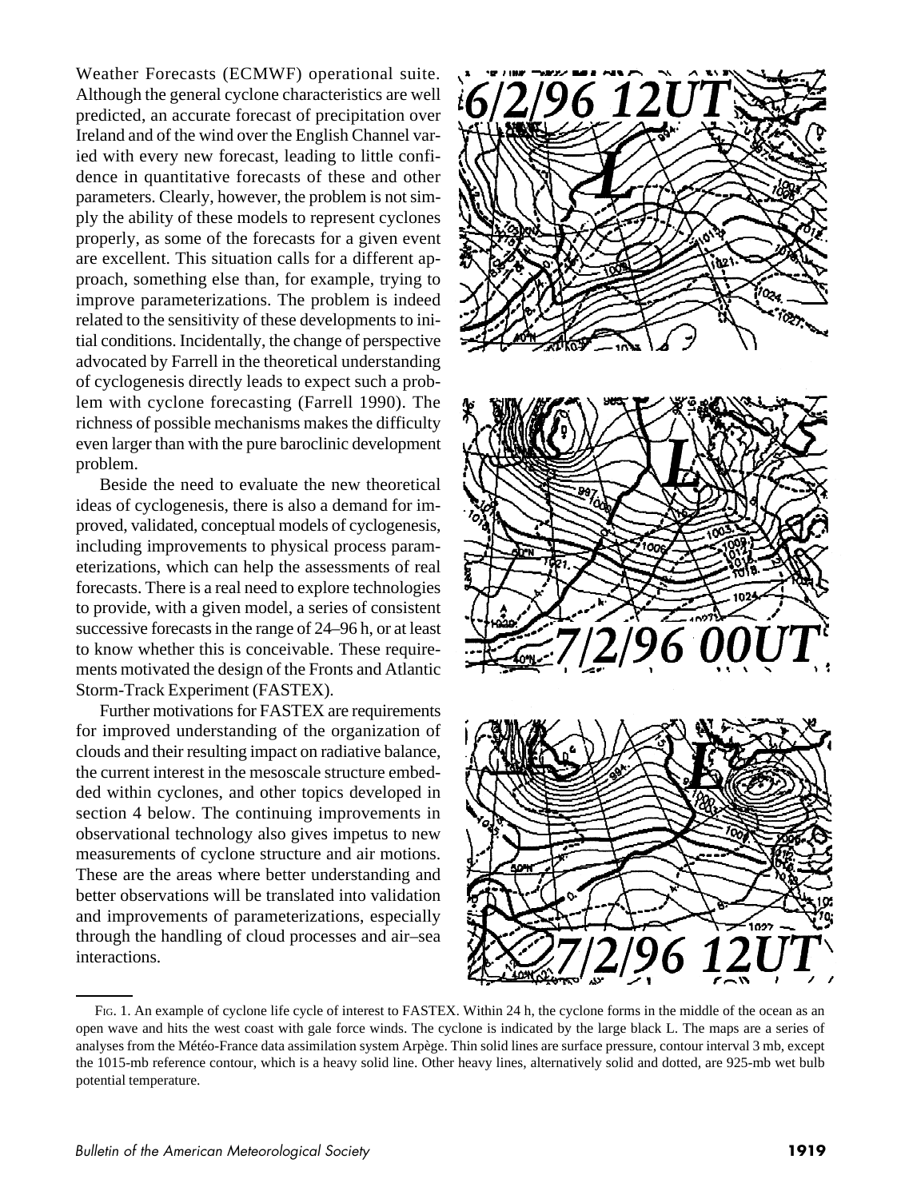Weather Forecasts (ECMWF) operational suite. Although the general cyclone characteristics are well predicted, an accurate forecast of precipitation over Ireland and of the wind over the English Channel varied with every new forecast, leading to little confidence in quantitative forecasts of these and other parameters. Clearly, however, the problem is not simply the ability of these models to represent cyclones properly, as some of the forecasts for a given event are excellent. This situation calls for a different approach, something else than, for example, trying to improve parameterizations. The problem is indeed related to the sensitivity of these developments to initial conditions. Incidentally, the change of perspective advocated by Farrell in the theoretical understanding of cyclogenesis directly leads to expect such a problem with cyclone forecasting (Farrell 1990). The richness of possible mechanisms makes the difficulty even larger than with the pure baroclinic development problem.

Beside the need to evaluate the new theoretical ideas of cyclogenesis, there is also a demand for improved, validated, conceptual models of cyclogenesis, including improvements to physical process parameterizations, which can help the assessments of real forecasts. There is a real need to explore technologies to provide, with a given model, a series of consistent successive forecasts in the range of 24–96 h, or at least to know whether this is conceivable. These requirements motivated the design of the Fronts and Atlantic Storm-Track Experiment (FASTEX).

Further motivations for FASTEX are requirements for improved understanding of the organization of clouds and their resulting impact on radiative balance, the current interest in the mesoscale structure embedded within cyclones, and other topics developed in section 4 below. The continuing improvements in observational technology also gives impetus to new measurements of cyclone structure and air motions. These are the areas where better understanding and better observations will be translated into validation and improvements of parameterizations, especially through the handling of cloud processes and air–sea interactions.

6/2/96 12UT

7/2/96 00UT

7/2/96 12UT

Fig. 1. An example of cyclone life cycle of interest to FASTEX. Within 24 h, the cyclone forms in the middle of the ocean as an open wave and hits the west coast with gale force winds. The cyclone is indicated by the large black L. The maps are a series of analyses from the Météo-France data assimilation system Arpège. Thin solid lines are surface pressure, contour interval 3 mb, except the 1015-mb reference contour, which is a heavy solid line. Other heavy lines, alternatively solid and dotted, are 925-mb wet bulb potential temperature.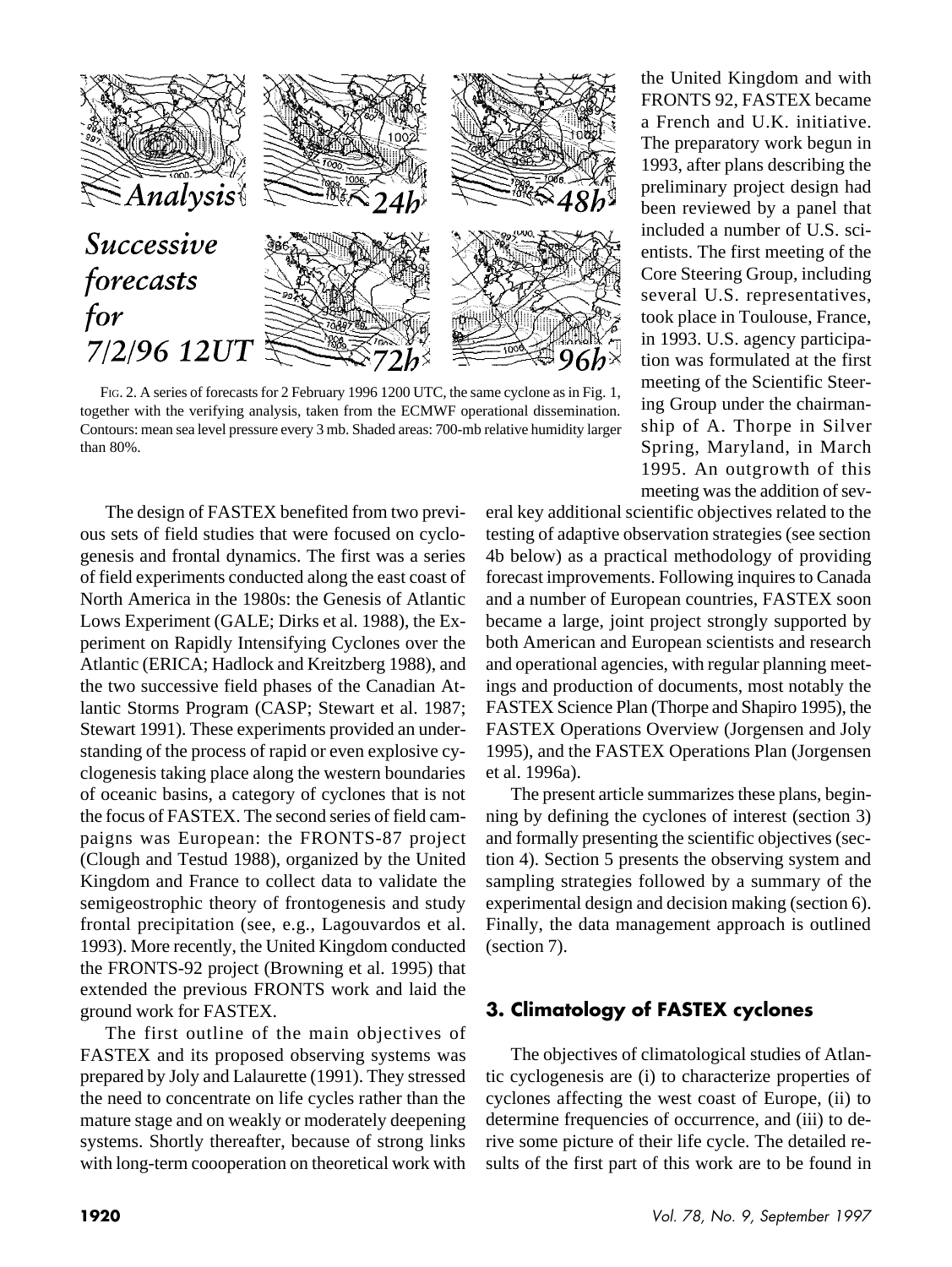FIG. 2. A series of forecasts for 2 February 1996 1200 UTC, the same cyclone as in Fig. 1, together with the verifying analysis, taken from the ECMWF operational dissemination. Contours: mean sea level pressure every 3 mb. Shaded areas: 700-mb relative humidity larger than 80%.

The design of FASTEX benefited from two previous sets of field studies that were focused on cyclogenesis and frontal dynamics. The first was a series of field experiments conducted along the east coast of North America in the 1980s: the Genesis of Atlantic Lows Experiment (GALE; Dirks et al. 1988), the Experiment on Rapidly Intensifying Cyclones over the Atlantic (ERICA; Hadlock and Kreitzberg 1988), and the two successive field phases of the Canadian Atlantic Storms Program (CASP; Stewart et al. 1987; Stewart 1991). These experiments provided an understanding of the process of rapid or even explosive cyclogenesis taking place along the western boundaries of oceanic basins, a category of cyclones that is not the focus of FASTEX. The second series of field campaigns was European: the FRONTS-87 project (Clough and Testud 1988), organized by the United Kingdom and France to collect data to validate the semigeostrophic theory of frontogenesis and study frontal precipitation (see, e.g., Lagouvardos et al. 1993). More recently, the United Kingdom conducted the FRONTS-92 project (Browning et al. 1995) that extended the previous FRONTS work and laid the ground work for FASTEX.

The first outline of the main objectives of FASTEX and its proposed observing systems was prepared by Joly and Lalaurette (1991). They stressed the need to concentrate on life cycles rather than the mature stage and on weakly or moderately deepening systems. Shortly thereafter, because of strong links with long-term coooperation on theoretical work with the United Kingdom and with FRONTS 92, FASTEX became a French and U.K. initiative. The preparatory work begun in 1993, after plans describing the preliminary project design had been reviewed by a panel that included a number of U.S. scientists. The first meeting of the Core Steering Group, including several U.S. representatives, took place in Toulouse, France, in 1993. U.S. agency participation was formulated at the first meeting of the Scientific Steering Group under the chairmanship of A. Thorpe in Silver Spring, Maryland, in March 1995. An outgrowth of this meeting was the addition of several key additional scientific objectives related to the testing of adaptive observation strategies (see section 4b below) as a practical methodology of providing forecast improvements. Following inquires to Canada and a number of European countries, FASTEX soon became a large, joint project strongly supported by both American and European scientists and research and operational agencies, with regular planning meetings and production of documents, most notably the FASTEX Science Plan (Thorpe and Shapiro 1995), the FASTEX Operations Overview (Jorgensen and Joly 1995), and the FASTEX Operations Plan (Jorgensen et al. 1996a).

The present article summarizes these plans, beginning by defining the cyclones of interest (section 3) and formally presenting the scientific objectives (section 4). Section 5 presents the observing system and sampling strategies followed by a summary of the experimental design and decision making (section 6). Finally, the data management approach is outlined (section 7).

## 3. Climatology of FASTEX cyclones

The objectives of climatological studies of Atlantic cyclogenesis are (i) to characterize properties of cyclones affecting the west coast of Europe, (ii) to determine frequencies of occurrence, and (iii) to derive some picture of their life cycle. The detailed results of the first part of this work are to be found in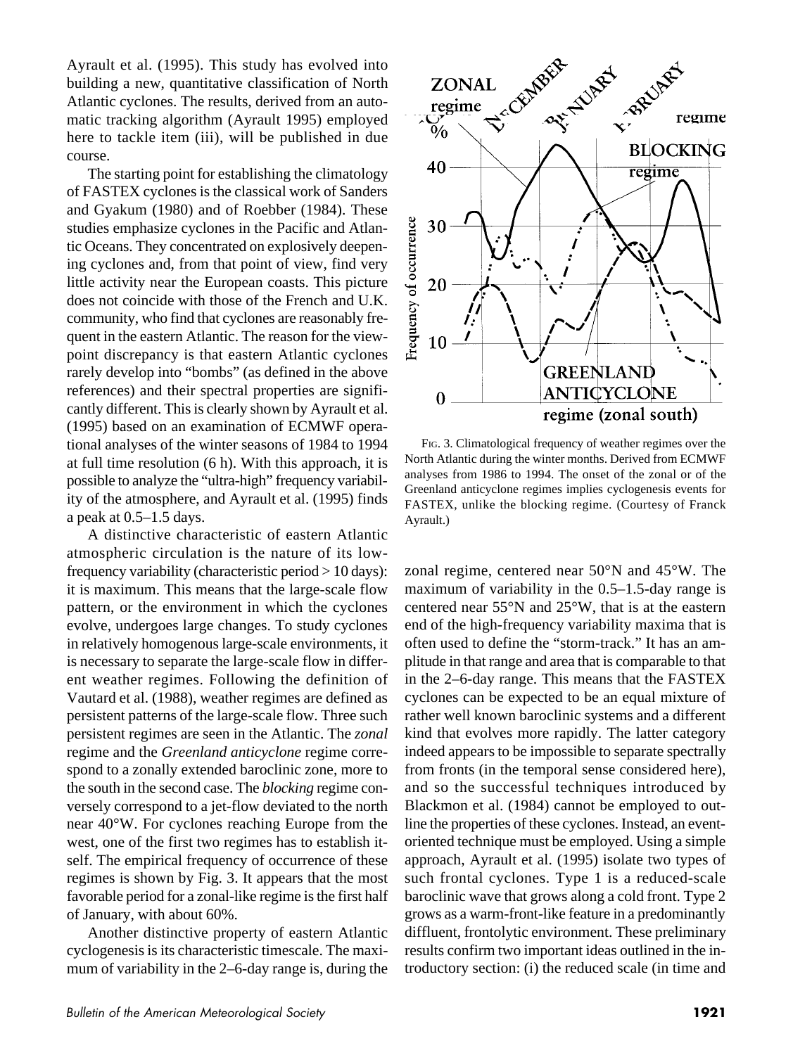Ayrault et al. (1995). This study has evolved into building a new, quantitative classification of North Atlantic cyclones. The results, derived from an automatic tracking algorithm (Ayrault 1995) employed here to tackle item (iii), will be published in due course.

The starting point for establishing the climatology of FASTEX cyclones is the classical work of Sanders and Gyakum (1980) and of Roebber (1984). These studies emphasize cyclones in the Pacific and Atlantic Oceans. They concentrated on explosively deepening cyclones and, from that point of view, find very little activity near the European coasts. This picture does not coincide with those of the French and U.K. community, who find that cyclones are reasonably frequent in the eastern Atlantic. The reason for the viewpoint discrepancy is that eastern Atlantic cyclones rarely develop into "bombs" (as defined in the above references) and their spectral properties are significantly different. This is clearly shown by Ayrault et al. (1995) based on an examination of ECMWF operational analyses of the winter seasons of 1984 to 1994 at full time resolution (6 h). With this approach, it is possible to analyze the "ultra-high" frequency variability of the atmosphere, and Ayrault et al. (1995) finds a peak at 0.5–1.5 days.

A distinctive characteristic of eastern Atlantic atmospheric circulation is the nature of its low-frequency variability (characteristic period > 10 days): it is maximum. This means that the large-scale flow pattern, or the environment in which the cyclones evolve, undergoes large changes. To study cyclones in relatively homogenous large-scale environments, it is necessary to separate the large-scale flow in different weather regimes. Following the definition of Vautard et al. (1988), weather regimes are defined as persistent patterns of the large-scale flow. Three such persistent regimes are seen in the Atlantic. The *zonal* regime and the *Greenland anticyclone* regime correspond to a zonally extended baroclinic zone, more to the south in the second case. The *blocking* regime conversely correspond to a jet-flow deviated to the north near 40°W. For cyclones reaching Europe from the west, one of the first two regimes has to establish itself. The empirical frequency of occurrence of these regimes is shown by Fig. 3. It appears that the most favorable period for a zonal-like regime is the first half of January, with about 60%.

Another distinctive property of eastern Atlantic cyclogenesis is its characteristic timescale. The maximum of variability in the 2–6-day range is, during the zonal regime, centered near 50°N and 45°W. The maximum of variability in the 0.5–1.5-day range is centered near 55°N and 25°W, that is at the eastern end of the high-frequency variability maxima that is often used to define the "storm-track." It has an amplitude in that range and area that is comparable to that in the 2–6-day range. This means that the FASTEX cyclones can be expected to be an equal mixture of rather well known baroclinic systems and a different kind that evolves more rapidly. The latter category indeed appears to be impossible to separate spectrally from fronts (in the temporal sense considered here), and so the successful techniques introduced by Blackmon et al. (1984) cannot be employed to outline the properties of these cyclones. Instead, an event-oriented technique must be employed. Using a simple approach, Ayrault et al. (1995) isolate two types of such frontal cyclones. Type 1 is a reduced-scale baroclinic wave that grows along a cold front. Type 2 grows as a warm-front-like feature in a predominantly diffluent, frontolytic environment. These preliminary results confirm two important ideas outlined in the introductory section: (i) the reduced scale (in time and

FIG. 3. Climatological frequency of weather regimes over the North Atlantic during the winter months. Derived from ECMWF analyses from 1986 to 1994. The onset of the zonal or of the Greenland anticyclone regimes implies cyclogenesis events for FASTEX, unlike the blocking regime. (Courtesy of Franck Ayrault.)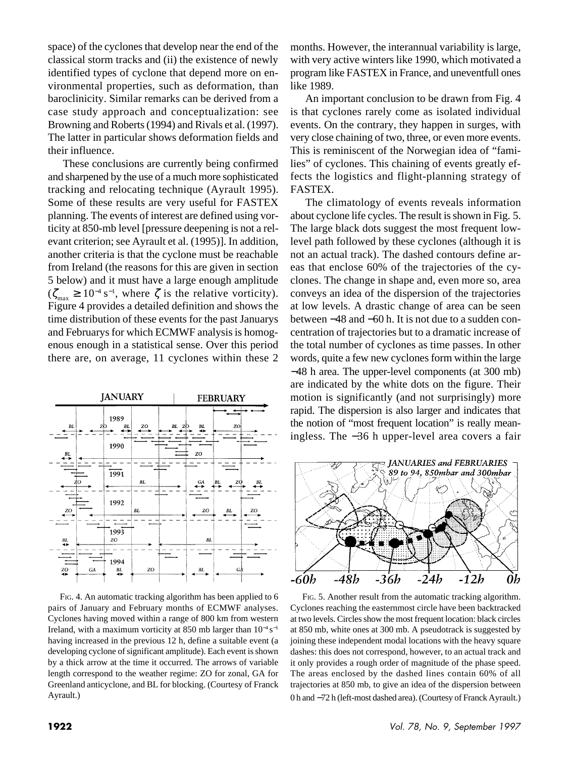space) of the cyclones that develop near the end of the classical storm tracks and (ii) the existence of newly identified types of cyclone that depend more on environmental properties, such as deformation, than baroclinicity. Similar remarks can be derived from a case study approach and conceptualization: see Browning and Roberts (1994) and Rivals et al. (1997). The latter in particular shows deformation fields and their influence.

These conclusions are currently being confirmed and sharpened by the use of a much more sophisticated tracking and relocating technique (Ayrault 1995). Some of these results are very useful for FASTEX planning. The events of interest are defined using vorticity at 850-mb level [pressure deepening is not a relevant criterion; see Ayrault et al. (1995)]. In addition, another criteria is that the cyclone must be reachable from Ireland (the reasons for this are given in section 5 below) and it must have a large enough amplitude ($\zeta_{max} \geq 10^{-4}$ s$^{-1}$, where $\zeta$ is the relative vorticity). Figure 4 provides a detailed definition and shows the time distribution of these events for the past Januarys and Februarys for which ECMWF analysis is homogenous enough in a statistical sense. Over this period there are, on average, 11 cyclones within these 2 months. However, the interannual variability is large, with very active winters like 1990, which motivated a program like FASTEX in France, and uneventfull ones like 1989.

FIG. 4. An automatic tracking algorithm has been applied to 6 pairs of January and February months of ECMWF analyses. Cyclones having moved within a range of 800 km from western Ireland, with a maximum vorticity at 850 mb larger than $10^{-4}$ s$^{-1}$ having increased in the previous 12 h, define a suitable event (a developing cyclone of significant amplitude). Each event is shown by a thick arrow at the time it occurred. The arrows of variable length correspond to the weather regime: ZO for zonal, GA for Greenland anticyclone, and BL for blocking. (Courtesy of Franck Ayrault.)

An important conclusion to be drawn from Fig. 4 is that cyclones rarely come as isolated individual events. On the contrary, they happen in surges, with very close chaining of two, three, or even more events. This is reminiscent of the Norwegian idea of "families" of cyclones. This chaining of events greatly effects the logistics and flight-planning strategy of FASTEX.

The climatology of events reveals information about cyclone life cycles. The result is shown in Fig. 5. The large black dots suggest the most frequent low-level path followed by these cyclones (although it is not an actual track). The dashed contours define areas that enclose 60% of the trajectories of the cyclones. The change in shape and, even more so, area conveys an idea of the dispersion of the trajectories at low levels. A drastic change of area can be seen between −48 and −60 h. It is not due to a sudden concentration of trajectories but to a dramatic increase of the total number of cyclones as time passes. In other words, quite a few new cyclones form within the large −48 h area. The upper-level components (at 300 mb) are indicated by the white dots on the figure. Their motion is significantly (and not surprisingly) more rapid. The dispersion is also larger and indicates that the notion of "most frequent location" is really meaningless. The −36 h upper-level area covers a fair

FIG. 5. Another result from the automatic tracking algorithm. Cyclones reaching the easternmost circle have been backtracked at two levels. Circles show the most frequent location: black circles at 850 mb, white ones at 300 mb. A pseudotrack is suggested by joining these independent modal locations with the heavy square dashes: this does not correspond, however, to an actual track and it only provides a rough order of magnitude of the phase speed. The areas enclosed by the dashed lines contain 60% of all trajectories at 850 mb, to give an idea of the dispersion between 0 h and −72 h (left-most dashed area). (Courtesy of Franck Ayrault.)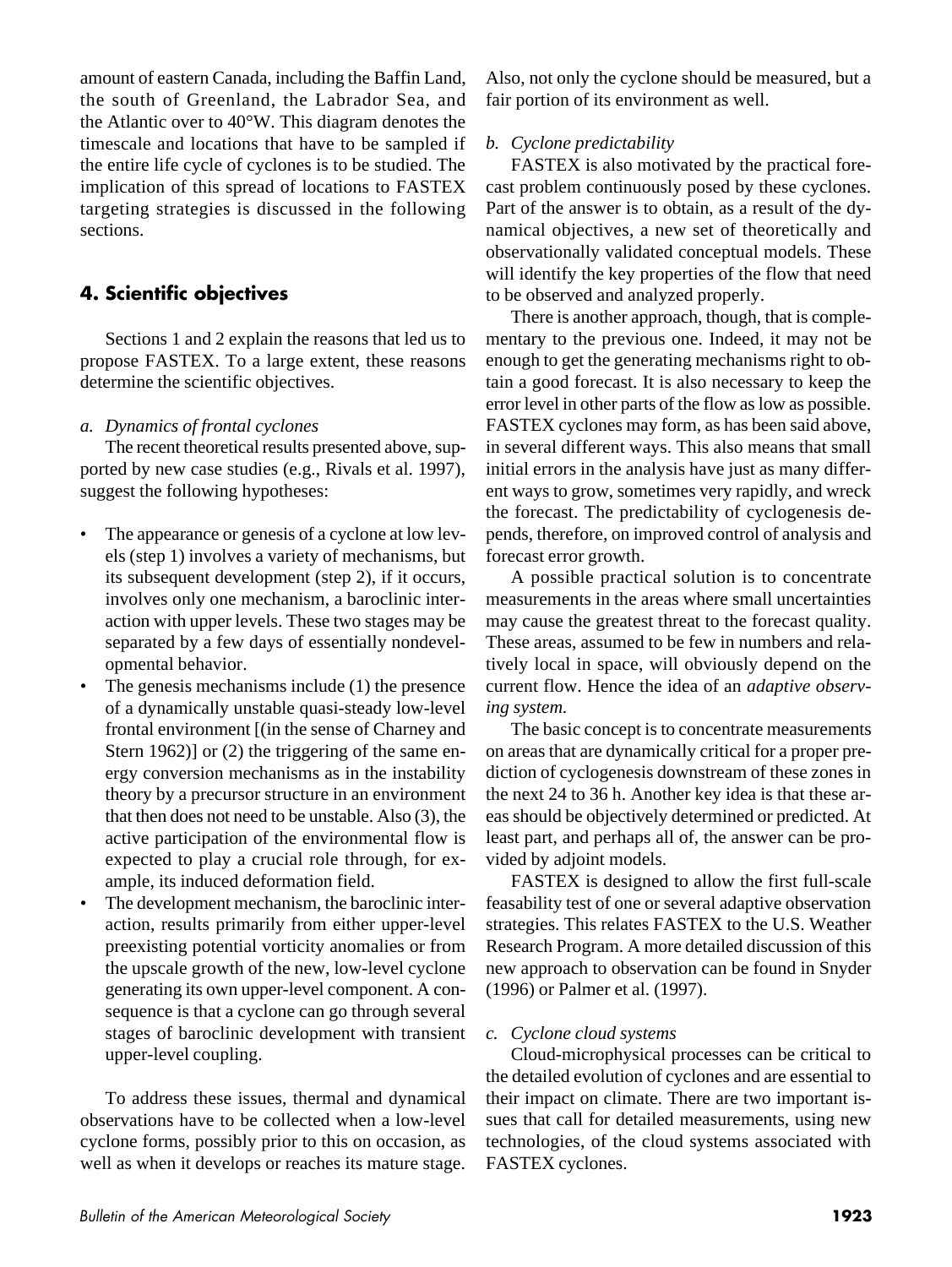amount of eastern Canada, including the Baffin Land, the south of Greenland, the Labrador Sea, and the Atlantic over to 40°W. This diagram denotes the timescale and locations that have to be sampled if the entire life cycle of cyclones is to be studied. The implication of this spread of locations to FASTEX targeting strategies is discussed in the following sections.

## 4. Scientific objectives

Sections 1 and 2 explain the reasons that led us to propose FASTEX. To a large extent, these reasons determine the scientific objectives.

### *a. Dynamics of frontal cyclones*

The recent theoretical results presented above, supported by new case studies (e.g., Rivals et al. 1997), suggest the following hypotheses:

- The appearance or genesis of a cyclone at low levels (step 1) involves a variety of mechanisms, but its subsequent development (step 2), if it occurs, involves only one mechanism, a baroclinic interaction with upper levels. These two stages may be separated by a few days of essentially nondevelopmental behavior.
- The genesis mechanisms include (1) the presence of a dynamically unstable quasi-steady low-level frontal environment [(in the sense of Charney and Stern 1962)] or (2) the triggering of the same energy conversion mechanisms as in the instability theory by a precursor structure in an environment that then does not need to be unstable. Also (3), the active participation of the environmental flow is expected to play a crucial role through, for example, its induced deformation field.
- The development mechanism, the baroclinic interaction, results primarily from either upper-level preexisting potential vorticity anomalies or from the upscale growth of the new, low-level cyclone generating its own upper-level component. A consequence is that a cyclone can go through several stages of baroclinic development with transient upper-level coupling.

To address these issues, thermal and dynamical observations have to be collected when a low-level cyclone forms, possibly prior to this on occasion, as well as when it develops or reaches its mature stage. Also, not only the cyclone should be measured, but a fair portion of its environment as well.

### *b. Cyclone predictability*

FASTEX is also motivated by the practical forecast problem continuously posed by these cyclones. Part of the answer is to obtain, as a result of the dynamical objectives, a new set of theoretically and observationally validated conceptual models. These will identify the key properties of the flow that need to be observed and analyzed properly.

There is another approach, though, that is complementary to the previous one. Indeed, it may not be enough to get the generating mechanisms right to obtain a good forecast. It is also necessary to keep the error level in other parts of the flow as low as possible. FASTEX cyclones may form, as has been said above, in several different ways. This also means that small initial errors in the analysis have just as many different ways to grow, sometimes very rapidly, and wreck the forecast. The predictability of cyclogenesis depends, therefore, on improved control of analysis and forecast error growth.

A possible practical solution is to concentrate measurements in the areas where small uncertainties may cause the greatest threat to the forecast quality. These areas, assumed to be few in numbers and relatively local in space, will obviously depend on the current flow. Hence the idea of an *adaptive observing system.*

The basic concept is to concentrate measurements on areas that are dynamically critical for a proper prediction of cyclogenesis downstream of these zones in the next 24 to 36 h. Another key idea is that these areas should be objectively determined or predicted. At least part, and perhaps all of, the answer can be provided by adjoint models.

FASTEX is designed to allow the first full-scale feasability test of one or several adaptive observation strategies. This relates FASTEX to the U.S. Weather Research Program. A more detailed discussion of this new approach to observation can be found in Snyder (1996) or Palmer et al. (1997).

### *c. Cyclone cloud systems*

Cloud-microphysical processes can be critical to the detailed evolution of cyclones and are essential to their impact on climate. There are two important issues that call for detailed measurements, using new technologies, of the cloud systems associated with FASTEX cyclones.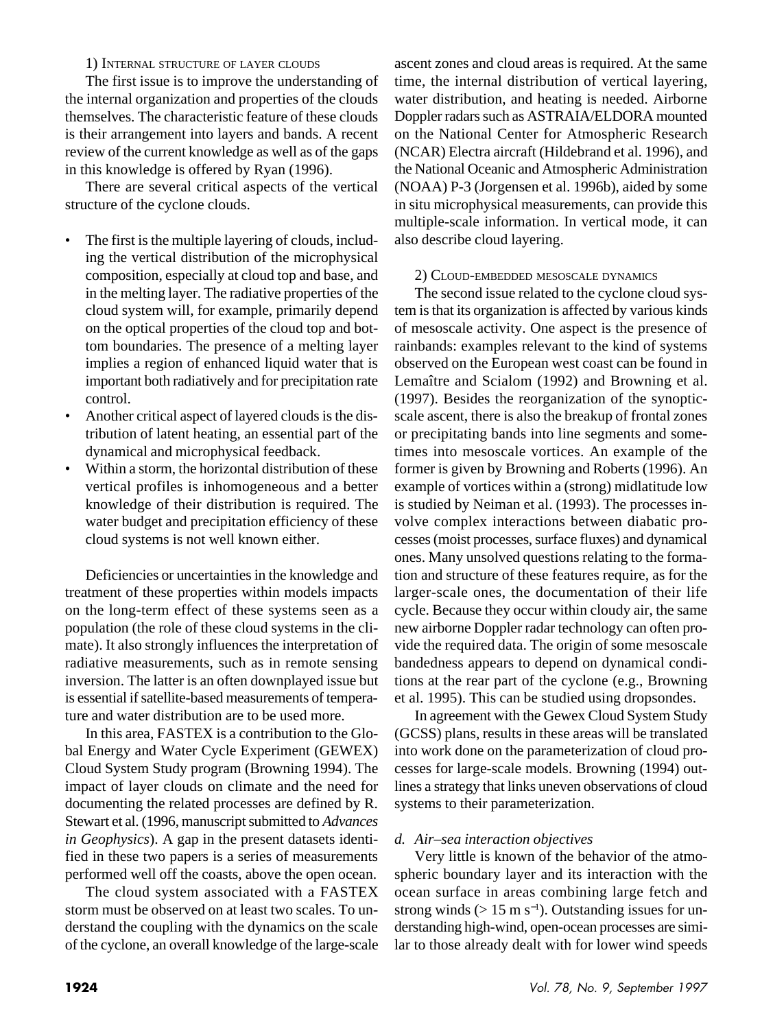#### 1) Internal structure of layer clouds

The first issue is to improve the understanding of the internal organization and properties of the clouds themselves. The characteristic feature of these clouds is their arrangement into layers and bands. A recent review of the current knowledge as well as of the gaps in this knowledge is offered by Ryan (1996).

There are several critical aspects of the vertical structure of the cyclone clouds.

- The first is the multiple layering of clouds, including the vertical distribution of the microphysical composition, especially at cloud top and base, and in the melting layer. The radiative properties of the cloud system will, for example, primarily depend on the optical properties of the cloud top and bottom boundaries. The presence of a melting layer implies a region of enhanced liquid water that is important both radiatively and for precipitation rate control.
- Another critical aspect of layered clouds is the distribution of latent heating, an essential part of the dynamical and microphysical feedback.
- Within a storm, the horizontal distribution of these vertical profiles is inhomogeneous and a better knowledge of their distribution is required. The water budget and precipitation efficiency of these cloud systems is not well known either.

Deficiencies or uncertainties in the knowledge and treatment of these properties within models impacts on the long-term effect of these systems seen as a population (the role of these cloud systems in the climate). It also strongly influences the interpretation of radiative measurements, such as in remote sensing inversion. The latter is an often downplayed issue but is essential if satellite-based measurements of temperature and water distribution are to be used more.

In this area, FASTEX is a contribution to the Global Energy and Water Cycle Experiment (GEWEX) Cloud System Study program (Browning 1994). The impact of layer clouds on climate and the need for documenting the related processes are defined by R. Stewart et al. (1996, manuscript submitted to *Advances in Geophysics*). A gap in the present datasets identified in these two papers is a series of measurements performed well off the coasts, above the open ocean.

The cloud system associated with a FASTEX storm must be observed on at least two scales. To understand the coupling with the dynamics on the scale of the cyclone, an overall knowledge of the large-scale ascent zones and cloud areas is required. At the same time, the internal distribution of vertical layering, water distribution, and heating is needed. Airborne Doppler radars such as ASTRAIA/ELDORA mounted on the National Center for Atmospheric Research (NCAR) Electra aircraft (Hildebrand et al. 1996), and the National Oceanic and Atmospheric Administration (NOAA) P-3 (Jorgensen et al. 1996b), aided by some in situ microphysical measurements, can provide this multiple-scale information. In vertical mode, it can also describe cloud layering.

#### 2) Cloud-embedded mesoscale dynamics

The second issue related to the cyclone cloud system is that its organization is affected by various kinds of mesoscale activity. One aspect is the presence of rainbands: examples relevant to the kind of systems observed on the European west coast can be found in Lemaître and Scialom (1992) and Browning et al. (1997). Besides the reorganization of the synoptic-scale ascent, there is also the breakup of frontal zones or precipitating bands into line segments and sometimes into mesoscale vortices. An example of the former is given by Browning and Roberts (1996). An example of vortices within a (strong) midlatitude low is studied by Neiman et al. (1993). The processes involve complex interactions between diabatic processes (moist processes, surface fluxes) and dynamical ones. Many unsolved questions relating to the formation and structure of these features require, as for the larger-scale ones, the documentation of their life cycle. Because they occur within cloudy air, the same new airborne Doppler radar technology can often provide the required data. The origin of some mesoscale bandedness appears to depend on dynamical conditions at the rear part of the cyclone (e.g., Browning et al. 1995). This can be studied using dropsondes.

In agreement with the Gewex Cloud System Study (GCSS) plans, results in these areas will be translated into work done on the parameterization of cloud processes for large-scale models. Browning (1994) outlines a strategy that links uneven observations of cloud systems to their parameterization.

### *d. Air–sea interaction objectives*

Very little is known of the behavior of the atmospheric boundary layer and its interaction with the ocean surface in areas combining large fetch and strong winds ($> 15$ m s$^{-1}$). Outstanding issues for understanding high-wind, open-ocean processes are similar to those already dealt with for lower wind speeds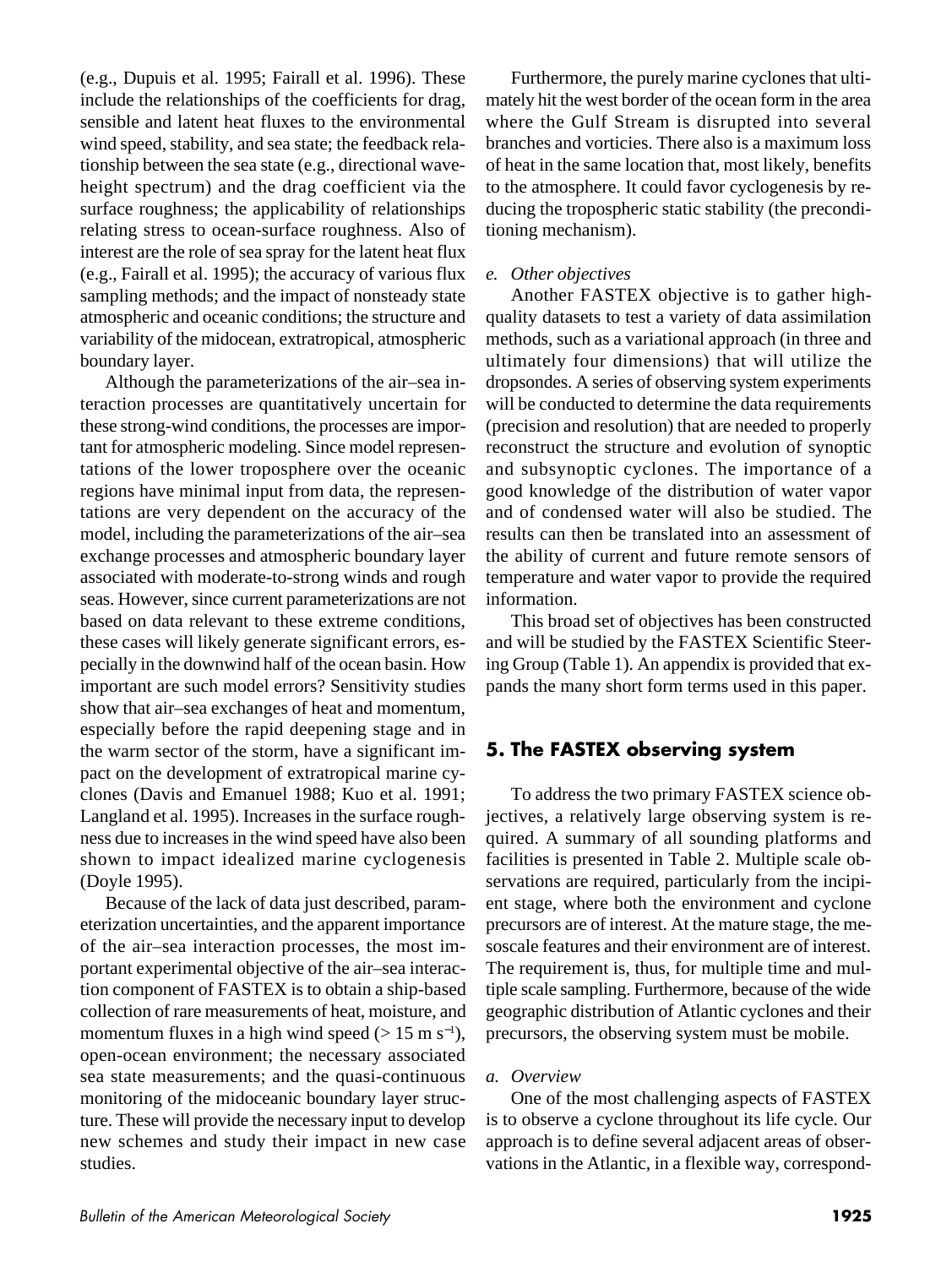(e.g., Dupuis et al. 1995; Fairall et al. 1996). These include the relationships of the coefficients for drag, sensible and latent heat fluxes to the environmental wind speed, stability, and sea state; the feedback relationship between the sea state (e.g., directional wave-height spectrum) and the drag coefficient via the surface roughness; the applicability of relationships relating stress to ocean-surface roughness. Also of interest are the role of sea spray for the latent heat flux (e.g., Fairall et al. 1995); the accuracy of various flux sampling methods; and the impact of nonsteady state atmospheric and oceanic conditions; the structure and variability of the midocean, extratropical, atmospheric boundary layer.

Although the parameterizations of the air–sea interaction processes are quantitatively uncertain for these strong-wind conditions, the processes are important for atmospheric modeling. Since model representations of the lower troposphere over the oceanic regions have minimal input from data, the representations are very dependent on the accuracy of the model, including the parameterizations of the air–sea exchange processes and atmospheric boundary layer associated with moderate-to-strong winds and rough seas. However, since current parameterizations are not based on data relevant to these extreme conditions, these cases will likely generate significant errors, especially in the downwind half of the ocean basin. How important are such model errors? Sensitivity studies show that air–sea exchanges of heat and momentum, especially before the rapid deepening stage and in the warm sector of the storm, have a significant impact on the development of extratropical marine cyclones (Davis and Emanuel 1988; Kuo et al. 1991; Langland et al. 1995). Increases in the surface roughness due to increases in the wind speed have also been shown to impact idealized marine cyclogenesis (Doyle 1995).

Because of the lack of data just described, parameterization uncertainties, and the apparent importance of the air–sea interaction processes, the most important experimental objective of the air–sea interaction component of FASTEX is to obtain a ship-based collection of rare measurements of heat, moisture, and momentum fluxes in a high wind speed ($> 15$ m s$^{-1}$), open-ocean environment; the necessary associated sea state measurements; and the quasi-continuous monitoring of the midoceanic boundary layer structure. These will provide the necessary input to develop new schemes and study their impact in new case studies.

Furthermore, the purely marine cyclones that ultimately hit the west border of the ocean form in the area where the Gulf Stream is disrupted into several branches and vorticies. There also is a maximum loss of heat in the same location that, most likely, benefits to the atmosphere. It could favor cyclogenesis by reducing the tropospheric static stability (the preconditioning mechanism).

### *e. Other objectives*

Another FASTEX objective is to gather high-quality datasets to test a variety of data assimilation methods, such as a variational approach (in three and ultimately four dimensions) that will utilize the dropsondes. A series of observing system experiments will be conducted to determine the data requirements (precision and resolution) that are needed to properly reconstruct the structure and evolution of synoptic and subsynoptic cyclones. The importance of a good knowledge of the distribution of water vapor and of condensed water will also be studied. The results can then be translated into an assessment of the ability of current and future remote sensors of temperature and water vapor to provide the required information.

This broad set of objectives has been constructed and will be studied by the FASTEX Scientific Steering Group (Table 1). An appendix is provided that expands the many short form terms used in this paper.

## 5. The FASTEX observing system

To address the two primary FASTEX science objectives, a relatively large observing system is required. A summary of all sounding platforms and facilities is presented in Table 2. Multiple scale observations are required, particularly from the incipient stage, where both the environment and cyclone precursors are of interest. At the mature stage, the mesoscale features and their environment are of interest. The requirement is, thus, for multiple time and multiple scale sampling. Furthermore, because of the wide geographic distribution of Atlantic cyclones and their precursors, the observing system must be mobile.

### *a. Overview*

One of the most challenging aspects of FASTEX is to observe a cyclone throughout its life cycle. Our approach is to define several adjacent areas of observations in the Atlantic, in a flexible way, correspond-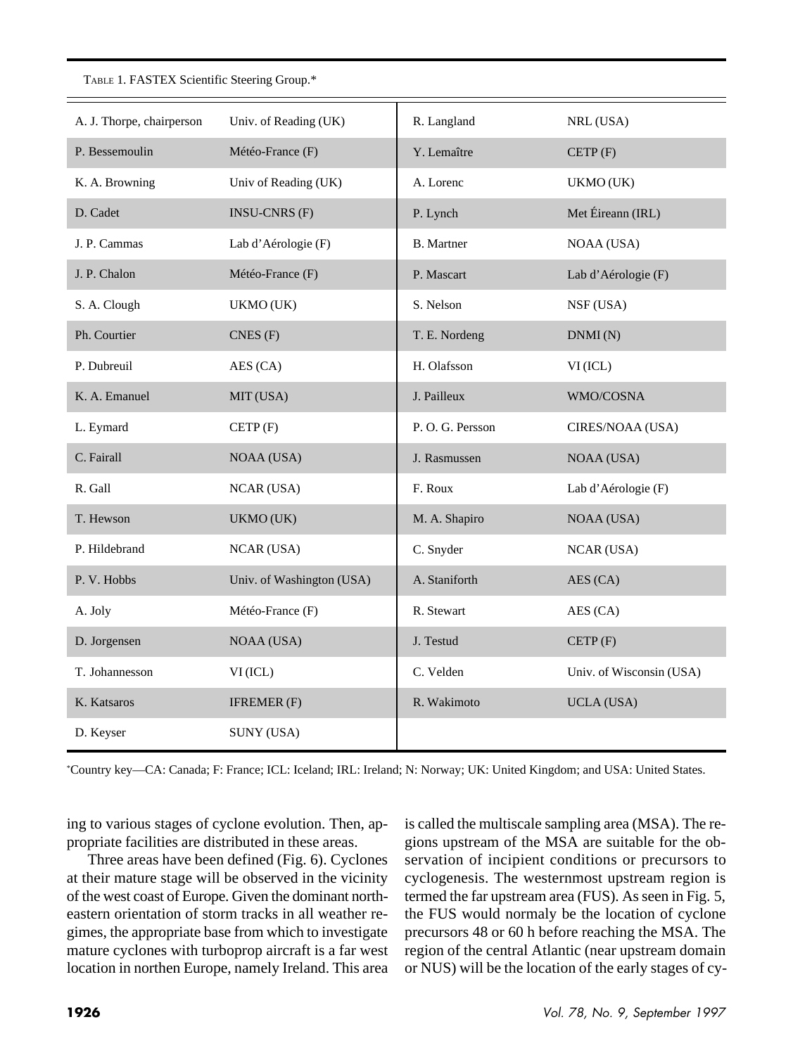TABLE 1. FASTEX Scientific Steering Group.*

| | | | |
|---|---|---|---|
| A. J. Thorpe, chairperson | Univ. of Reading (UK) | R. Langland | NRL (USA) |
| P. Bessemoulin | Météo-France (F) | Y. Lemaître | CETP (F) |
| K. A. Browning | Univ of Reading (UK) | A. Lorenc | UKMO (UK) |
| D. Cadet | INSU-CNRS (F) | P. Lynch | Met Éireann (IRL) |
| J. P. Cammas | Lab d'Aérologie (F) | B. Martner | NOAA (USA) |
| J. P. Chalon | Météo-France (F) | P. Mascart | Lab d'Aérologie (F) |
| S. A. Clough | UKMO (UK) | S. Nelson | NSF (USA) |
| Ph. Courtier | CNES (F) | T. E. Nordeng | DNMI (N) |
| P. Dubreuil | AES (CA) | H. Olafsson | VI (ICL) |
| K. A. Emanuel | MIT (USA) | J. Pailleux | WMO/COSNA |
| L. Eymard | CETP (F) | P. O. G. Persson | CIRES/NOAA (USA) |
| C. Fairall | NOAA (USA) | J. Rasmussen | NOAA (USA) |
| R. Gall | NCAR (USA) | F. Roux | Lab d'Aérologie (F) |
| T. Hewson | UKMO (UK) | M. A. Shapiro | NOAA (USA) |
| P. Hildebrand | NCAR (USA) | C. Snyder | NCAR (USA) |
| P. V. Hobbs | Univ. of Washington (USA) | A. Staniforth | AES (CA) |
| A. Joly | Météo-France (F) | R. Stewart | AES (CA) |
| D. Jorgensen | NOAA (USA) | J. Testud | CETP (F) |
| T. Johannesson | VI (ICL) | C. Velden | Univ. of Wisconsin (USA) |
| K. Katsaros | IFREMER (F) | R. Wakimoto | UCLA (USA) |
| D. Keyser | SUNY (USA) | | |

*Country key—CA: Canada; F: France; ICL: Iceland; IRL: Ireland; N: Norway; UK: United Kingdom; and USA: United States.

ing to various stages of cyclone evolution. Then, appropriate facilities are distributed in these areas.

Three areas have been defined (Fig. 6). Cyclones at their mature stage will be observed in the vicinity of the west coast of Europe. Given the dominant northeastern orientation of storm tracks in all weather regimes, the appropriate base from which to investigate mature cyclones with turboprop aircraft is a far west location in northen Europe, namely Ireland. This area is called the multiscale sampling area (MSA). The regions upstream of the MSA are suitable for the observation of incipient conditions or precursors to cyclogenesis. The westernmost upstream region is termed the far upstream area (FUS). As seen in Fig. 5, the FUS would normaly be the location of cyclone precursors 48 or 60 h before reaching the MSA. The region of the central Atlantic (near upstream domain or NUS) will be the location of the early stages of cy-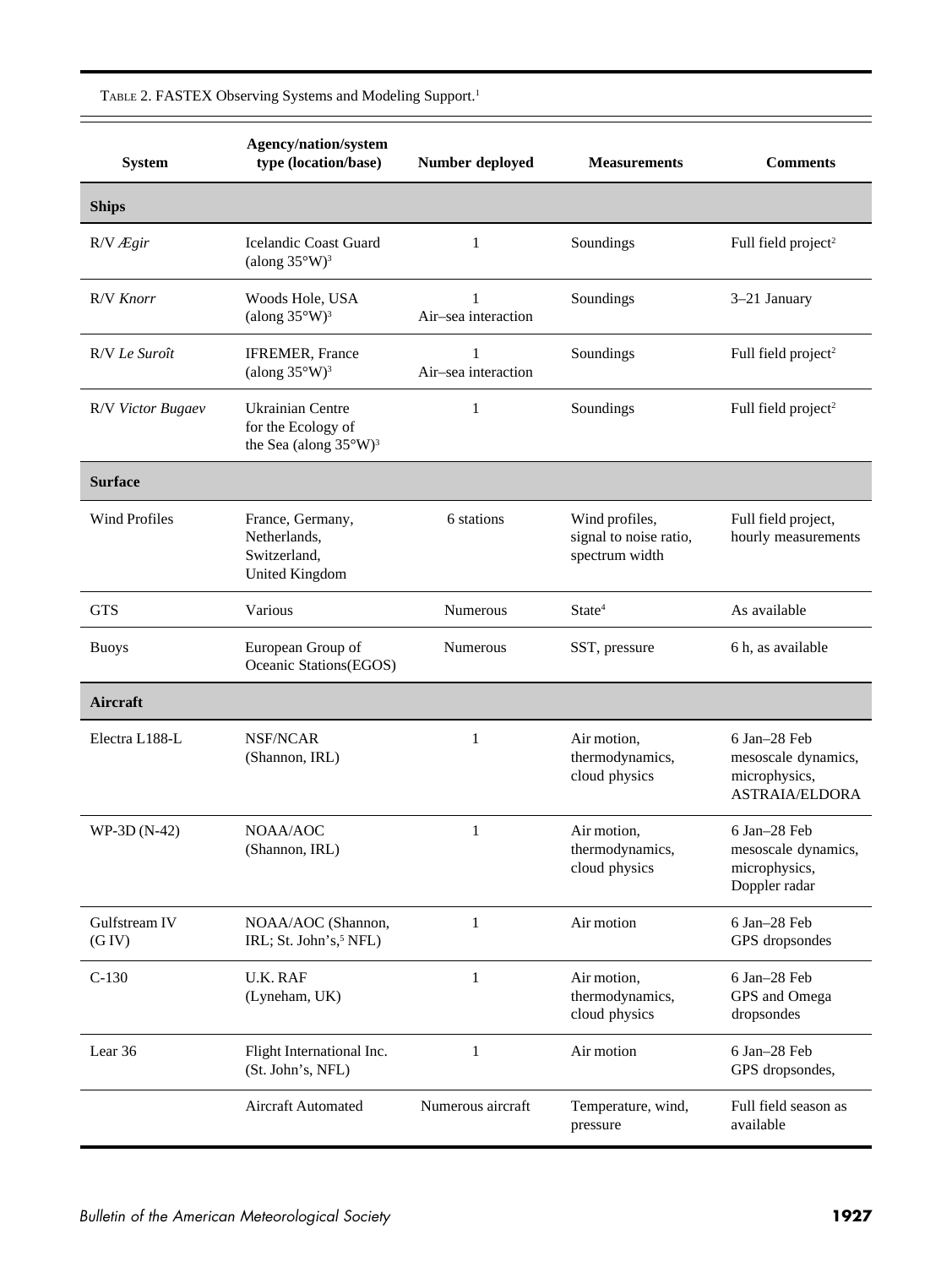TABLE 2. FASTEX Observing Systems and Modeling Support.[1]

| System | Agency/nation/system type (location/base) | Number deployed | Measurements | Comments |
|---|---|---|---|---|
| **Ships** | | | | |
| R/V *Ægir* | Icelandic Coast Guard (along 35°W)[3] | 1 | Soundings | Full field project[2] |
| R/V *Knorr* | Woods Hole, USA (along 35°W)[3] | 1 Air–sea interaction | Soundings | 3–21 January |
| R/V *Le Suroît* | IFREMER, France (along 35°W)[3] | 1 Air–sea interaction | Soundings | Full field project[2] |
| R/V *Victor Bugaev* | Ukrainian Centre for the Ecology of the Sea (along 35°W)[3] | 1 | Soundings | Full field project[2] |
| **Surface** | | | | |
| Wind Profiles | France, Germany, Netherlands, Switzerland, United Kingdom | 6 stations | Wind profiles, signal to noise ratio, spectrum width | Full field project, hourly measurements |
| GTS | Various | Numerous | State[4] | As available |
| Buoys | European Group of Oceanic Stations(EGOS) | Numerous | SST, pressure | 6 h, as available |
| **Aircraft** | | | | |
| Electra L188-L | NSF/NCAR (Shannon, IRL) | 1 | Air motion, thermodynamics, cloud physics | 6 Jan–28 Feb mesoscale dynamics, microphysics, ASTRAIA/ELDORA |
| WP-3D (N-42) | NOAA/AOC (Shannon, IRL) | 1 | Air motion, thermodynamics, cloud physics | 6 Jan–28 Feb mesoscale dynamics, microphysics, Doppler radar |
| Gulfstream IV (G IV) | NOAA/AOC (Shannon, IRL; St. John's,[5] NFL) | 1 | Air motion | 6 Jan–28 Feb GPS dropsondes |
| C-130 | U.K. RAF (Lyneham, UK) | 1 | Air motion, thermodynamics, cloud physics | 6 Jan–28 Feb GPS and Omega dropsondes |
| Lear 36 | Flight International Inc. (St. John's, NFL) | 1 | Air motion | 6 Jan–28 Feb GPS dropsondes, |
| | Aircraft Automated | Numerous aircraft | Temperature, wind, pressure | Full field season as available |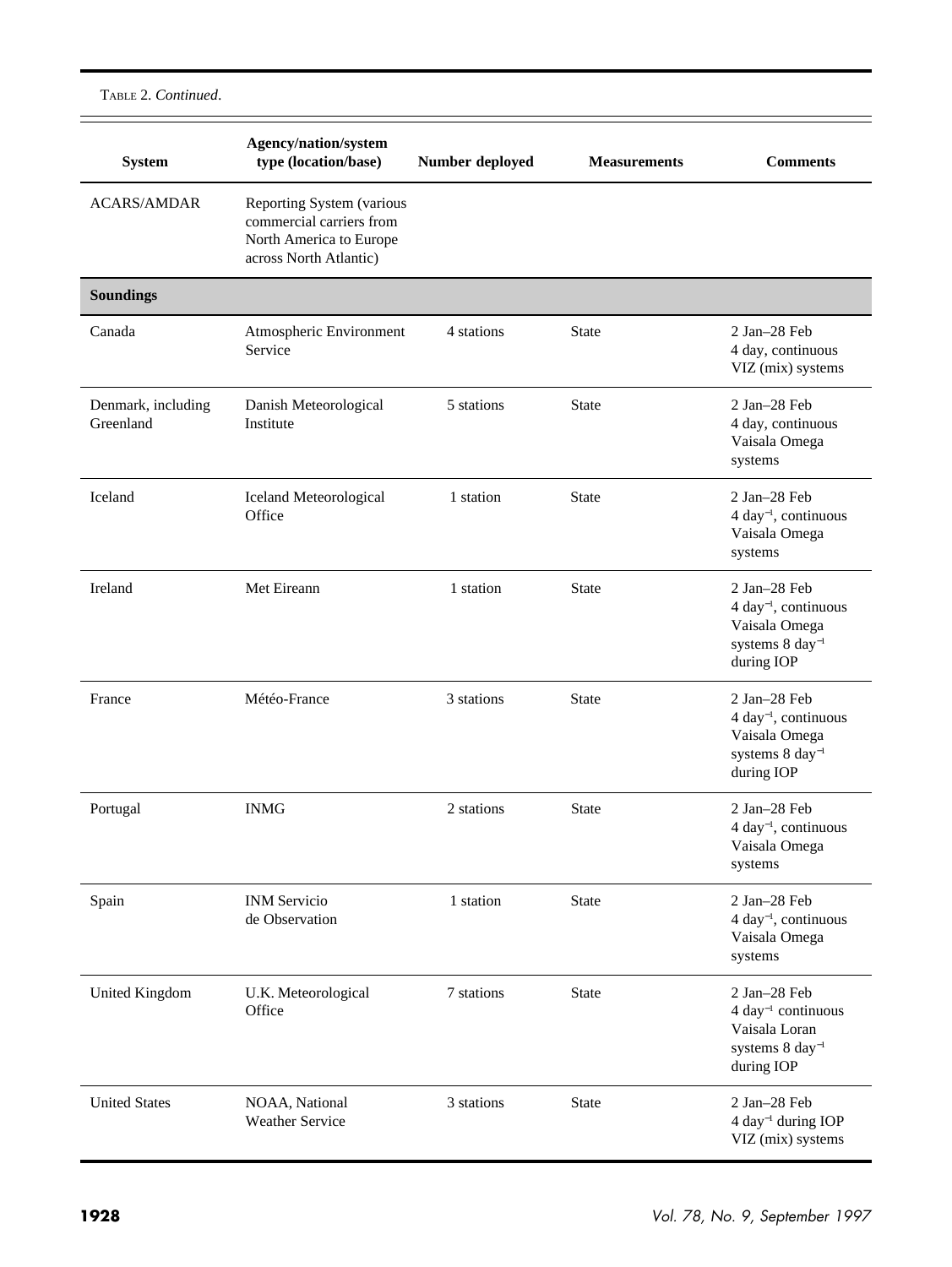TABLE 2. *Continued*.

| System | Agency/nation/system type (location/base) | Number deployed | Measurements | Comments |
|---|---|---|---|---|
| ACARS/AMDAR | Reporting System (various commercial carriers from North America to Europe across North Atlantic) | | | |
| **Soundings** | | | | |
| Canada | Atmospheric Environment Service | 4 stations | State | 2 Jan–28 Feb 4 day, continuous VIZ (mix) systems |
| Denmark, including Greenland | Danish Meteorological Institute | 5 stations | State | 2 Jan–28 Feb 4 day, continuous Vaisala Omega systems |
| Iceland | Iceland Meteorological Office | 1 station | State | 2 Jan–28 Feb 4 $day^{-1}$, continuous Vaisala Omega systems |
| Ireland | Met Eireann | 1 station | State | 2 Jan–28 Feb 4 $day^{-1}$, continuous Vaisala Omega systems 8 $day^{-1}$ during IOP |
| France | Météo-France | 3 stations | State | 2 Jan–28 Feb 4 $day^{-1}$, continuous Vaisala Omega systems 8 $day^{-1}$ during IOP |
| Portugal | INMG | 2 stations | State | 2 Jan–28 Feb 4 $day^{-1}$, continuous Vaisala Omega systems |
| Spain | INM Servicio de Observation | 1 station | State | 2 Jan–28 Feb 4 $day^{-1}$, continuous Vaisala Omega systems |
| United Kingdom | U.K. Meteorological Office | 7 stations | State | 2 Jan–28 Feb 4 $day^{-1}$ continuous Vaisala Loran systems 8 $day^{-1}$ during IOP |
| United States | NOAA, National Weather Service | 3 stations | State | 2 Jan–28 Feb 4 $day^{-1}$ during IOP VIZ (mix) systems |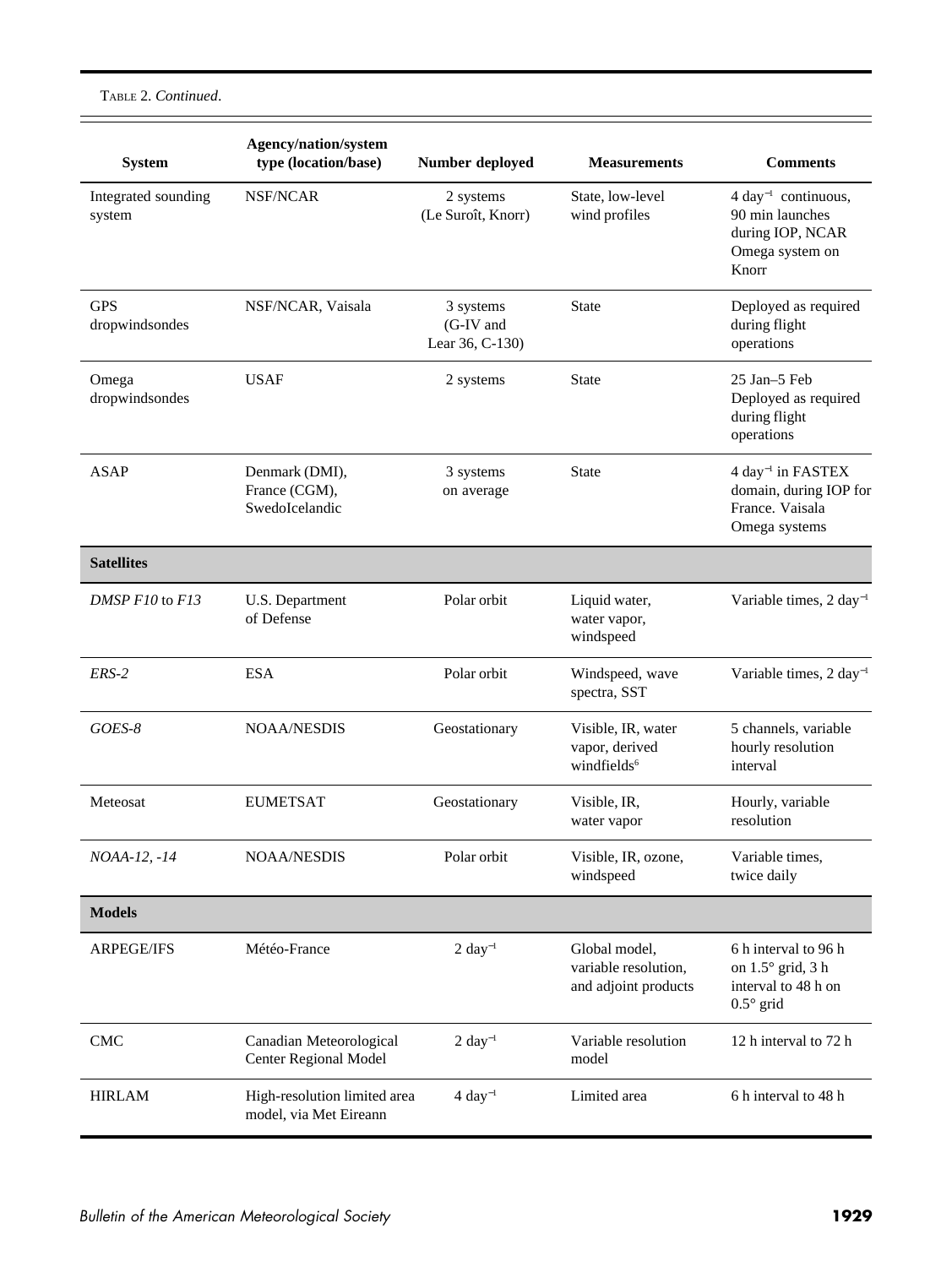TABLE 2. *Continued*.

| System | Agency/nation/system type (location/base) | Number deployed | Measurements | Comments |
|---|---|---|---|---|
| Integrated sounding system | NSF/NCAR | 2 systems (Le Suroît, Knorr) | State, low-level wind profiles | 4 $day^{-1}$ continuous, 90 min launches during IOP, NCAR Omega system on Knorr |
| GPS dropwindsondes | NSF/NCAR, Vaisala | 3 systems (G-IV and Lear 36, C-130) | State | Deployed as required during flight operations |
| Omega dropwindsondes | USAF | 2 systems | State | 25 Jan–5 Feb Deployed as required during flight operations |
| ASAP | Denmark (DMI), France (CGM), SwedoIcelandic | 3 systems on average | State | 4 $day^{-1}$ in FASTEX domain, during IOP for France. Vaisala Omega systems |
| **Satellites** | | | | |
| *DMSP F10* to *F13* | U.S. Department of Defense | Polar orbit | Liquid water, water vapor, windspeed | Variable times, 2 $day^{-1}$ |
| *ERS-2* | ESA | Polar orbit | Windspeed, wave spectra, SST | Variable times, 2 $day^{-1}$ |
| *GOES-8* | NOAA/NESDIS | Geostationary | Visible, IR, water vapor, derived windfields[6] | 5 channels, variable hourly resolution interval |
| Meteosat | EUMETSAT | Geostationary | Visible, IR, water vapor | Hourly, variable resolution |
| *NOAA-12, -14* | NOAA/NESDIS | Polar orbit | Visible, IR, ozone, windspeed | Variable times, twice daily |
| **Models** | | | | |
| ARPEGE/IFS | Météo-France | 2 $day^{-1}$ | Global model, variable resolution, and adjoint products | 6 h interval to 96 h on 1.5° grid, 3 h interval to 48 h on 0.5° grid |
| CMC | Canadian Meteorological Center Regional Model | 2 $day^{-1}$ | Variable resolution model | 12 h interval to 72 h |
| HIRLAM | High-resolution limited area model, via Met Eireann | 4 $day^{-1}$ | Limited area | 6 h interval to 48 h |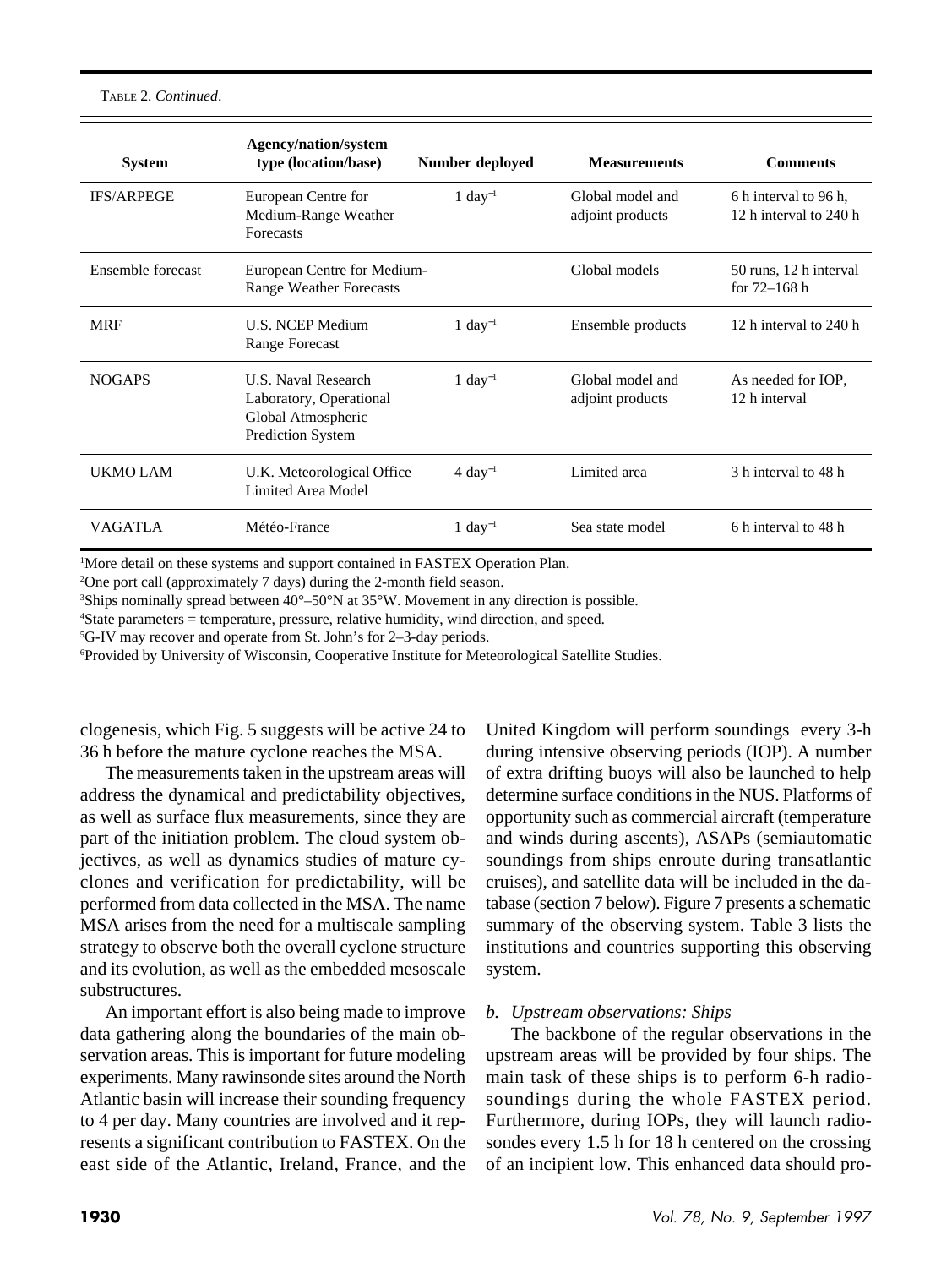TABLE 2. *Continued*.

| System | Agency/nation/system type (location/base) | Number deployed | Measurements | Comments |
|---|---|---|---|---|
| IFS/ARPEGE | European Centre for Medium-Range Weather Forecasts | 1 day$^{-1}$ | Global model and adjoint products | 6 h interval to 96 h, 12 h interval to 240 h |
| Ensemble forecast | European Centre for Medium-Range Weather Forecasts | | Global models | 50 runs, 12 h interval for 72–168 h |
| MRF | U.S. NCEP Medium Range Forecast | 1 day$^{-1}$ | Ensemble products | 12 h interval to 240 h |
| NOGAPS | U.S. Naval Research Laboratory, Operational Global Atmospheric Prediction System | 1 day$^{-1}$ | Global model and adjoint products | As needed for IOP, 12 h interval |
| UKMO LAM | U.K. Meteorological Office Limited Area Model | 4 day$^{-1}$ | Limited area | 3 h interval to 48 h |
| VAGATLA | Météo-France | 1 day$^{-1}$ | Sea state model | 6 h interval to 48 h |

[1]More detail on these systems and support contained in FASTEX Operation Plan.

[2]One port call (approximately 7 days) during the 2-month field season.

[3]Ships nominally spread between 40°–50°N at 35°W. Movement in any direction is possible.

[4]State parameters = temperature, pressure, relative humidity, wind direction, and speed.

[5]G-IV may recover and operate from St. John's for 2–3-day periods.

[6]Provided by University of Wisconsin, Cooperative Institute for Meteorological Satellite Studies.

clogenesis, which Fig. 5 suggests will be active 24 to 36 h before the mature cyclone reaches the MSA.

The measurements taken in the upstream areas will address the dynamical and predictability objectives, as well as surface flux measurements, since they are part of the initiation problem. The cloud system objectives, as well as dynamics studies of mature cyclones and verification for predictability, will be performed from data collected in the MSA. The name MSA arises from the need for a multiscale sampling strategy to observe both the overall cyclone structure and its evolution, as well as the embedded mesoscale substructures.

An important effort is also being made to improve data gathering along the boundaries of the main observation areas. This is important for future modeling experiments. Many rawinsonde sites around the North Atlantic basin will increase their sounding frequency to 4 per day. Many countries are involved and it represents a significant contribution to FASTEX. On the east side of the Atlantic, Ireland, France, and the United Kingdom will perform soundings every 3-h during intensive observing periods (IOP). A number of extra drifting buoys will also be launched to help determine surface conditions in the NUS. Platforms of opportunity such as commercial aircraft (temperature and winds during ascents), ASAPs (semiautomatic soundings from ships enroute during transatlantic cruises), and satellite data will be included in the database (section 7 below). Figure 7 presents a schematic summary of the observing system. Table 3 lists the institutions and countries supporting this observing system.

### *b. Upstream observations: Ships*

The backbone of the regular observations in the upstream areas will be provided by four ships. The main task of these ships is to perform 6-h radiosoundings during the whole FASTEX period. Furthermore, during IOPs, they will launch radiosondes every 1.5 h for 18 h centered on the crossing of an incipient low. This enhanced data should pro-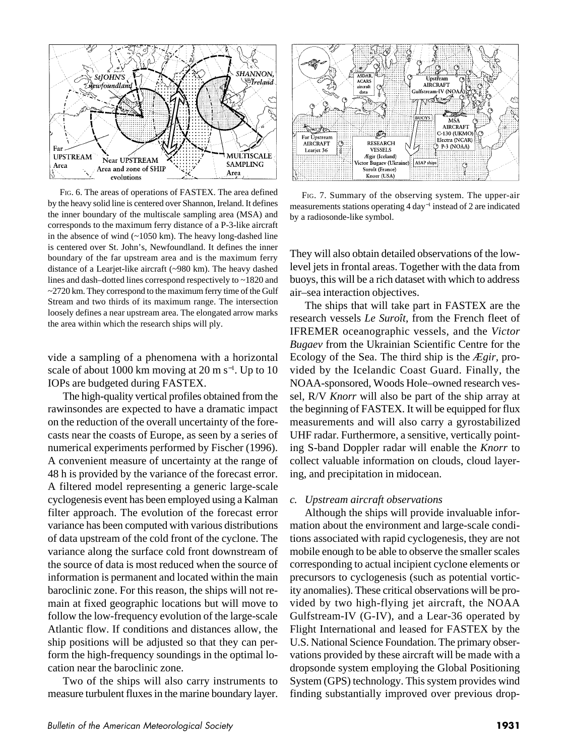FAR UPSTREAM Area

Near UPSTREAM Area and zone of SHIP evolutions

MULTISCALE SAMPLING Area

StJOHN'S Newfoundland

SHANNON, Ireland

FIG. 6. The areas of operations of FASTEX. The area defined by the heavy solid line is centered over Shannon, Ireland. It defines the inner boundary of the multiscale sampling area (MSA) and corresponds to the maximum ferry distance of a P-3-like aircraft in the absence of wind (~1050 km). The heavy long-dashed line is centered over St. John's, Newfoundland. It defines the inner boundary of the far upstream area and is the maximum ferry distance of a Learjet-like aircraft (~980 km). The heavy dashed lines and dash–dotted lines correspond respectively to ~1820 and ~2720 km. They correspond to the maximum ferry time of the Gulf Stream and two thirds of its maximum range. The intersection loosely defines a near upstream area. The elongated arrow marks the area within which the research ships will ply.

ASDAR, ACARS aircraft data

Upstream AIRCRAFT Gulfstream-IV (NOAA)

BUOYS

MSA AIRCRAFT C-130 (UKMO) Electra (NCAR) P-3 (NOAA)

Far Upstream AIRCRAFT Learjet 36

RESEARCH VESSELS Ægir (Iceland) Victor Bugaev (Ukraine) Suroît (France) Knorr (USA)

ASAP ships

FIG. 7. Summary of the observing system. The upper-air measurements stations operating 4 day$^{-1}$ instead of 2 are indicated by a radiosonde-like symbol.

vide a sampling of a phenomena with a horizontal scale of about 1000 km moving at 20 m s$^{-1}$. Up to 10 IOPs are budgeted during FASTEX.

The high-quality vertical profiles obtained from the rawinsondes are expected to have a dramatic impact on the reduction of the overall uncertainty of the forecasts near the coasts of Europe, as seen by a series of numerical experiments performed by Fischer (1996). A convenient measure of uncertainty at the range of 48 h is provided by the variance of the forecast error. A filtered model representing a generic large-scale cyclogenesis event has been employed using a Kalman filter approach. The evolution of the forecast error variance has been computed with various distributions of data upstream of the cold front of the cyclone. The variance along the surface cold front downstream of the source of data is most reduced when the source of information is permanent and located within the main baroclinic zone. For this reason, the ships will not remain at fixed geographic locations but will move to follow the low-frequency evolution of the large-scale Atlantic flow. If conditions and distances allow, the ship positions will be adjusted so that they can perform the high-frequency soundings in the optimal location near the baroclinic zone.

Two of the ships will also carry instruments to measure turbulent fluxes in the marine boundary layer. They will also obtain detailed observations of the low-level jets in frontal areas. Together with the data from buoys, this will be a rich dataset with which to address air–sea interaction objectives.

The ships that will take part in FASTEX are the research vessels *Le Suroît*, from the French fleet of IFREMER oceanographic vessels, and the *Victor Bugaev* from the Ukrainian Scientific Centre for the Ecology of the Sea. The third ship is the *Ægir*, provided by the Icelandic Coast Guard. Finally, the NOAA-sponsored, Woods Hole–owned research vessel, R/V *Knorr* will also be part of the ship array at the beginning of FASTEX. It will be equipped for flux measurements and will also carry a gyrostabilized UHF radar. Furthermore, a sensitive, vertically pointing S-band Doppler radar will enable the *Knorr* to collect valuable information on clouds, cloud layering, and precipitation in midocean.

### *c. Upstream aircraft observations*

Although the ships will provide invaluable information about the environment and large-scale conditions associated with rapid cyclogenesis, they are not mobile enough to be able to observe the smaller scales corresponding to actual incipient cyclone elements or precursors to cyclogenesis (such as potential vorticity anomalies). These critical observations will be provided by two high-flying jet aircraft, the NOAA Gulfstream-IV (G-IV), and a Lear-36 operated by Flight International and leased for FASTEX by the U.S. National Science Foundation. The primary observations provided by these aircraft will be made with a dropsonde system employing the Global Positioning System (GPS) technology. This system provides wind finding substantially improved over previous drop-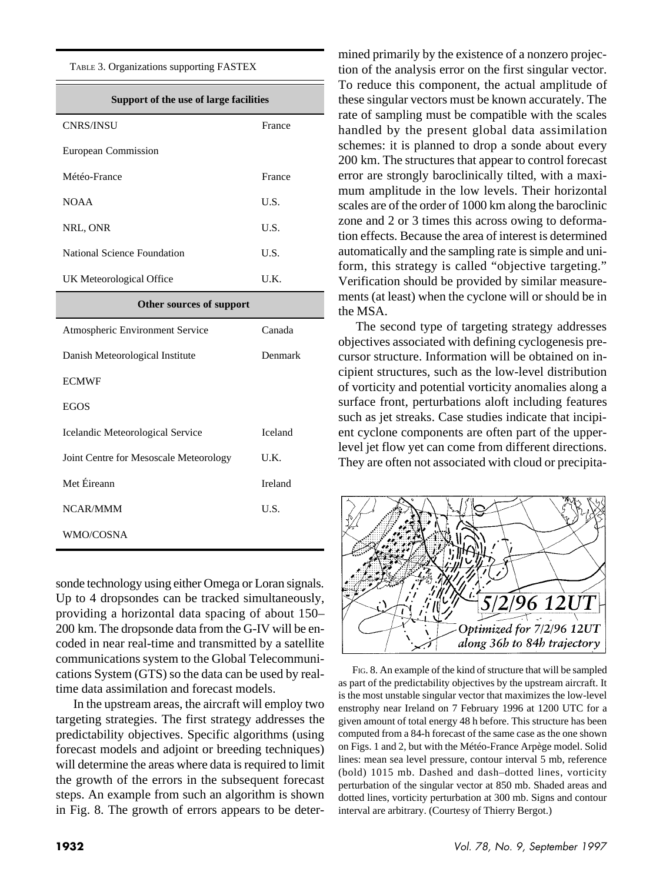TABLE 3. Organizations supporting FASTEX

| Support of the use of large facilities | |
|---|---|
| CNRS/INSU | France |
| European Commission | |
| Météo-France | France |
| NOAA | U.S. |
| NRL, ONR | U.S. |
| National Science Foundation | U.S. |
| UK Meteorological Office | U.K. |
| **Other sources of support** | |
| Atmospheric Environment Service | Canada |
| Danish Meteorological Institute | Denmark |
| ECMWF | |
| EGOS | |
| Icelandic Meteorological Service | Iceland |
| Joint Centre for Mesoscale Meteorology | U.K. |
| Met Éireann | Ireland |
| NCAR/MMM | U.S. |
| WMO/COSNA | |

sonde technology using either Omega or Loran signals. Up to 4 dropsondes can be tracked simultaneously, providing a horizontal data spacing of about 150–200 km. The dropsonde data from the G-IV will be encoded in near real-time and transmitted by a satellite communications system to the Global Telecommunications System (GTS) so the data can be used by real-time data assimilation and forecast models.

In the upstream areas, the aircraft will employ two targeting strategies. The first strategy addresses the predictability objectives. Specific algorithms (using forecast models and adjoint or breeding techniques) will determine the areas where data is required to limit the growth of the errors in the subsequent forecast steps. An example from such an algorithm is shown in Fig. 8. The growth of errors appears to be determined primarily by the existence of a nonzero projection of the analysis error on the first singular vector. To reduce this component, the actual amplitude of these singular vectors must be known accurately. The rate of sampling must be compatible with the scales handled by the present global data assimilation schemes: it is planned to drop a sonde about every 200 km. The structures that appear to control forecast error are strongly baroclinically tilted, with a maximum amplitude in the low levels. Their horizontal scales are of the order of 1000 km along the baroclinic zone and 2 or 3 times this across owing to deformation effects. Because the area of interest is determined automatically and the sampling rate is simple and uniform, this strategy is called "objective targeting." Verification should be provided by similar measurements (at least) when the cyclone will or should be in the MSA.

The second type of targeting strategy addresses objectives associated with defining cyclogenesis precursor structure. Information will be obtained on incipient structures, such as the low-level distribution of vorticity and potential vorticity anomalies along a surface front, perturbations aloft including features such as jet streaks. Case studies indicate that incipient cyclone components are often part of the upper-level jet flow yet can come from different directions. They are often not associated with cloud or precipita-

FIG. 8. An example of the kind of structure that will be sampled as part of the predictability objectives by the upstream aircraft. It is the most unstable singular vector that maximizes the low-level enstrophy near Ireland on 7 February 1996 at 1200 UTC for a given amount of total energy 48 h before. This structure has been computed from a 84-h forecast of the same case as the one shown on Figs. 1 and 2, but with the Météo-France Arpège model. Solid lines: mean sea level pressure, contour interval 5 mb, reference (bold) 1015 mb. Dashed and dash–dotted lines, vorticity perturbation of the singular vector at 850 mb. Shaded areas and dotted lines, vorticity perturbation at 300 mb. Signs and contour interval are arbitrary. (Courtesy of Thierry Bergot.)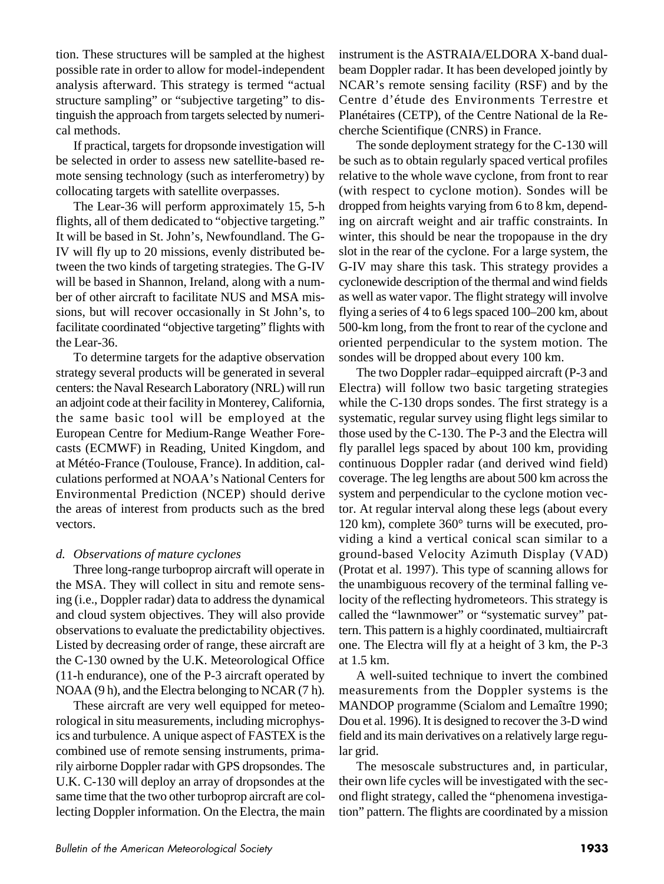tion. These structures will be sampled at the highest possible rate in order to allow for model-independent analysis afterward. This strategy is termed "actual structure sampling" or "subjective targeting" to distinguish the approach from targets selected by numerical methods.

If practical, targets for dropsonde investigation will be selected in order to assess new satellite-based remote sensing technology (such as interferometry) by collocating targets with satellite overpasses.

The Lear-36 will perform approximately 15, 5-h flights, all of them dedicated to "objective targeting." It will be based in St. John's, Newfoundland. The G-IV will fly up to 20 missions, evenly distributed between the two kinds of targeting strategies. The G-IV will be based in Shannon, Ireland, along with a number of other aircraft to facilitate NUS and MSA missions, but will recover occasionally in St John's, to facilitate coordinated "objective targeting" flights with the Lear-36.

To determine targets for the adaptive observation strategy several products will be generated in several centers: the Naval Research Laboratory (NRL) will run an adjoint code at their facility in Monterey, California, the same basic tool will be employed at the European Centre for Medium-Range Weather Forecasts (ECMWF) in Reading, United Kingdom, and at Météo-France (Toulouse, France). In addition, calculations performed at NOAA's National Centers for Environmental Prediction (NCEP) should derive the areas of interest from products such as the bred vectors.

### *d. Observations of mature cyclones*

Three long-range turboprop aircraft will operate in the MSA. They will collect in situ and remote sensing (i.e., Doppler radar) data to address the dynamical and cloud system objectives. They will also provide observations to evaluate the predictability objectives. Listed by decreasing order of range, these aircraft are the C-130 owned by the U.K. Meteorological Office (11-h endurance), one of the P-3 aircraft operated by NOAA (9 h), and the Electra belonging to NCAR (7 h).

These aircraft are very well equipped for meteorological in situ measurements, including microphysics and turbulence. A unique aspect of FASTEX is the combined use of remote sensing instruments, primarily airborne Doppler radar with GPS dropsondes. The U.K. C-130 will deploy an array of dropsondes at the same time that the two other turboprop aircraft are collecting Doppler information. On the Electra, the main instrument is the ASTRAIA/ELDORA X-band dual-beam Doppler radar. It has been developed jointly by NCAR's remote sensing facility (RSF) and by the Centre d'étude des Environments Terrestre et Planétaires (CETP), of the Centre National de la Recherche Scientifique (CNRS) in France.

The sonde deployment strategy for the C-130 will be such as to obtain regularly spaced vertical profiles relative to the whole wave cyclone, from front to rear (with respect to cyclone motion). Sondes will be dropped from heights varying from 6 to 8 km, depending on aircraft weight and air traffic constraints. In winter, this should be near the tropopause in the dry slot in the rear of the cyclone. For a large system, the G-IV may share this task. This strategy provides a cyclonewide description of the thermal and wind fields as well as water vapor. The flight strategy will involve flying a series of 4 to 6 legs spaced 100–200 km, about 500-km long, from the front to rear of the cyclone and oriented perpendicular to the system motion. The sondes will be dropped about every 100 km.

The two Doppler radar–equipped aircraft (P-3 and Electra) will follow two basic targeting strategies while the C-130 drops sondes. The first strategy is a systematic, regular survey using flight legs similar to those used by the C-130. The P-3 and the Electra will fly parallel legs spaced by about 100 km, providing continuous Doppler radar (and derived wind field) coverage. The leg lengths are about 500 km across the system and perpendicular to the cyclone motion vector. At regular interval along these legs (about every 120 km), complete 360° turns will be executed, providing a kind a vertical conical scan similar to a ground-based Velocity Azimuth Display (VAD) (Protat et al. 1997). This type of scanning allows for the unambiguous recovery of the terminal falling velocity of the reflecting hydrometeors. This strategy is called the "lawnmower" or "systematic survey" pattern. This pattern is a highly coordinated, multiaircraft one. The Electra will fly at a height of 3 km, the P-3 at 1.5 km.

A well-suited technique to invert the combined measurements from the Doppler systems is the MANDOP programme (Scialom and Lemaître 1990; Dou et al. 1996). It is designed to recover the 3-D wind field and its main derivatives on a relatively large regular grid.

The mesoscale substructures and, in particular, their own life cycles will be investigated with the second flight strategy, called the "phenomena investigation" pattern. The flights are coordinated by a mission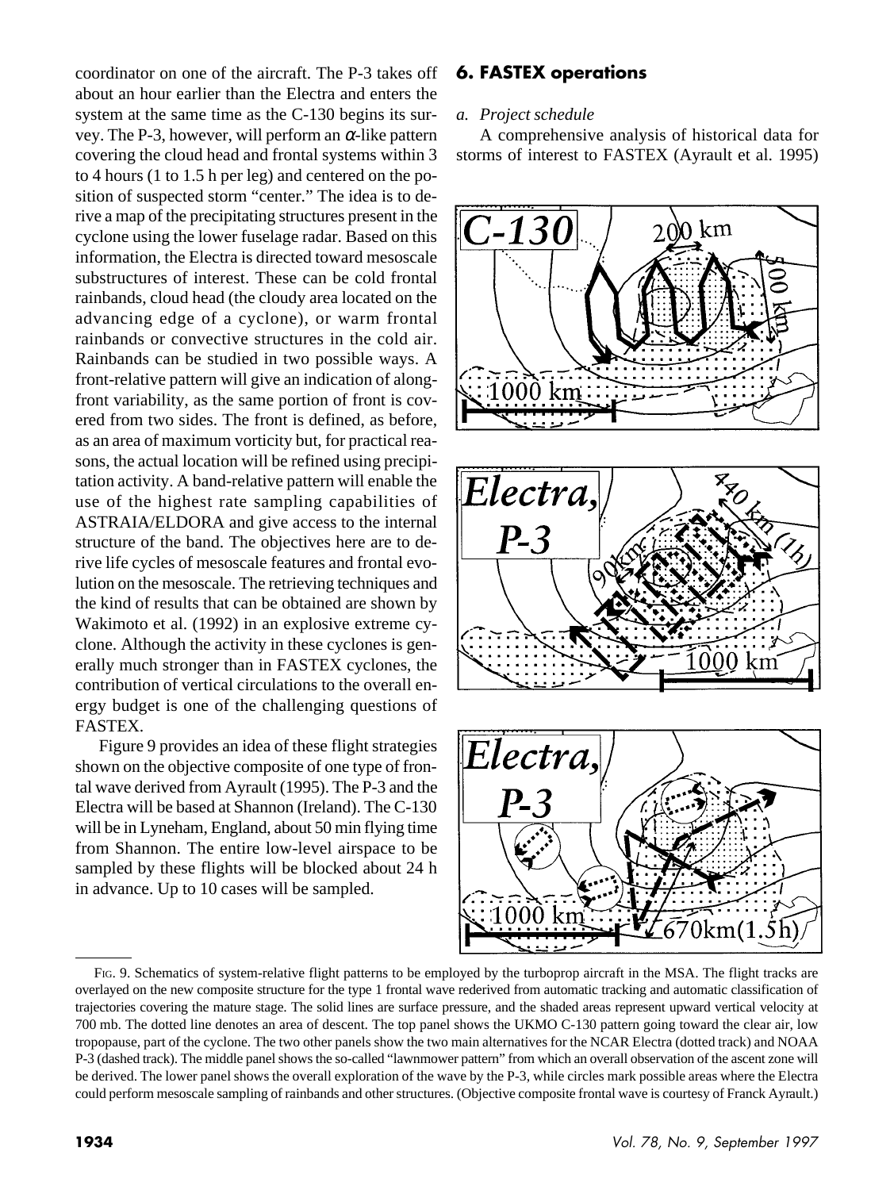coordinator on one of the aircraft. The P-3 takes off about an hour earlier than the Electra and enters the system at the same time as the C-130 begins its survey. The P-3, however, will perform an $\alpha$-like pattern covering the cloud head and frontal systems within 3 to 4 hours (1 to 1.5 h per leg) and centered on the position of suspected storm "center." The idea is to derive a map of the precipitating structures present in the cyclone using the lower fuselage radar. Based on this information, the Electra is directed toward mesoscale substructures of interest. These can be cold frontal rainbands, cloud head (the cloudy area located on the advancing edge of a cyclone), or warm frontal rainbands or convective structures in the cold air. Rainbands can be studied in two possible ways. A front-relative pattern will give an indication of along-front variability, as the same portion of front is covered from two sides. The front is defined, as before, as an area of maximum vorticity but, for practical reasons, the actual location will be refined using precipitation activity. A band-relative pattern will enable the use of the highest rate sampling capabilities of ASTRAIA/ELDORA and give access to the internal structure of the band. The objectives here are to derive life cycles of mesoscale features and frontal evolution on the mesoscale. The retrieving techniques and the kind of results that can be obtained are shown by Wakimoto et al. (1992) in an explosive extreme cyclone. Although the activity in these cyclones is generally much stronger than in FASTEX cyclones, the contribution of vertical circulations to the overall energy budget is one of the challenging questions of FASTEX.

Figure 9 provides an idea of these flight strategies shown on the objective composite of one type of frontal wave derived from Ayrault (1995). The P-3 and the Electra will be based at Shannon (Ireland). The C-130 will be in Lyneham, England, about 50 min flying time from Shannon. The entire low-level airspace to be sampled by these flights will be blocked about 24 h in advance. Up to 10 cases will be sampled.

FIG. 9. Schematics of system-relative flight patterns to be employed by the turboprop aircraft in the MSA. The flight tracks are overlayed on the new composite structure for the type 1 frontal wave rederived from automatic tracking and automatic classification of trajectories covering the mature stage. The solid lines are surface pressure, and the shaded areas represent upward vertical velocity at 700 mb. The dotted line denotes an area of descent. The top panel shows the UKMO C-130 pattern going toward the clear air, low tropopause, part of the cyclone. The two other panels show the two main alternatives for the NCAR Electra (dotted track) and NOAA P-3 (dashed track). The middle panel shows the so-called "lawnmower pattern" from which an overall observation of the ascent zone will be derived. The lower panel shows the overall exploration of the wave by the P-3, while circles mark possible areas where the Electra could perform mesoscale sampling of rainbands and other structures. (Objective composite frontal wave is courtesy of Franck Ayrault.)

## 6. FASTEX operations

### a. Project schedule

A comprehensive analysis of historical data for storms of interest to FASTEX (Ayrault et al. 1995)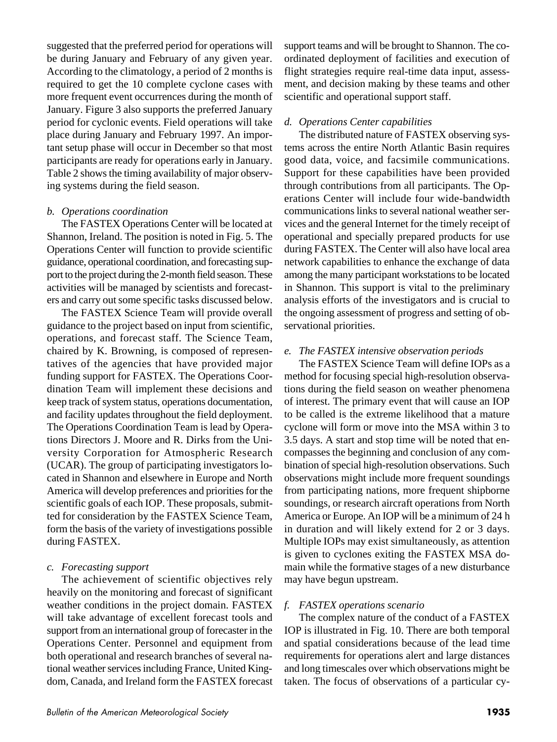suggested that the preferred period for operations will be during January and February of any given year. According to the climatology, a period of 2 months is required to get the 10 complete cyclone cases with more frequent event occurrences during the month of January. Figure 3 also supports the preferred January period for cyclonic events. Field operations will take place during January and February 1997. An important setup phase will occur in December so that most participants are ready for operations early in January. Table 2 shows the timing availability of major observing systems during the field season.

### *b. Operations coordination*

The FASTEX Operations Center will be located at Shannon, Ireland. The position is noted in Fig. 5. The Operations Center will function to provide scientific guidance, operational coordination, and forecasting support to the project during the 2-month field season. These activities will be managed by scientists and forecasters and carry out some specific tasks discussed below.

The FASTEX Science Team will provide overall guidance to the project based on input from scientific, operations, and forecast staff. The Science Team, chaired by K. Browning, is composed of representatives of the agencies that have provided major funding support for FASTEX. The Operations Coordination Team will implement these decisions and keep track of system status, operations documentation, and facility updates throughout the field deployment. The Operations Coordination Team is lead by Operations Directors J. Moore and R. Dirks from the University Corporation for Atmospheric Research (UCAR). The group of participating investigators located in Shannon and elsewhere in Europe and North America will develop preferences and priorities for the scientific goals of each IOP. These proposals, submitted for consideration by the FASTEX Science Team, form the basis of the variety of investigations possible during FASTEX.

### *c. Forecasting support*

The achievement of scientific objectives rely heavily on the monitoring and forecast of significant weather conditions in the project domain. FASTEX will take advantage of excellent forecast tools and support from an international group of forecaster in the Operations Center. Personnel and equipment from both operational and research branches of several national weather services including France, United Kingdom, Canada, and Ireland form the FASTEX forecast support teams and will be brought to Shannon. The coordinated deployment of facilities and execution of flight strategies require real-time data input, assessment, and decision making by these teams and other scientific and operational support staff.

### *d. Operations Center capabilities*

The distributed nature of FASTEX observing systems across the entire North Atlantic Basin requires good data, voice, and facsimile communications. Support for these capabilities have been provided through contributions from all participants. The Operations Center will include four wide-bandwidth communications links to several national weather services and the general Internet for the timely receipt of operational and specially prepared products for use during FASTEX. The Center will also have local area network capabilities to enhance the exchange of data among the many participant workstations to be located in Shannon. This support is vital to the preliminary analysis efforts of the investigators and is crucial to the ongoing assessment of progress and setting of observational priorities.

### *e. The FASTEX intensive observation periods*

The FASTEX Science Team will define IOPs as a method for focusing special high-resolution observations during the field season on weather phenomena of interest. The primary event that will cause an IOP to be called is the extreme likelihood that a mature cyclone will form or move into the MSA within 3 to 3.5 days. A start and stop time will be noted that encompasses the beginning and conclusion of any combination of special high-resolution observations. Such observations might include more frequent soundings from participating nations, more frequent shipborne soundings, or research aircraft operations from North America or Europe. An IOP will be a minimum of 24 h in duration and will likely extend for 2 or 3 days. Multiple IOPs may exist simultaneously, as attention is given to cyclones exiting the FASTEX MSA domain while the formative stages of a new disturbance may have begun upstream.

### *f. FASTEX operations scenario*

The complex nature of the conduct of a FASTEX IOP is illustrated in Fig. 10. There are both temporal and spatial considerations because of the lead time requirements for operations alert and large distances and long timescales over which observations might be taken. The focus of observations of a particular cy-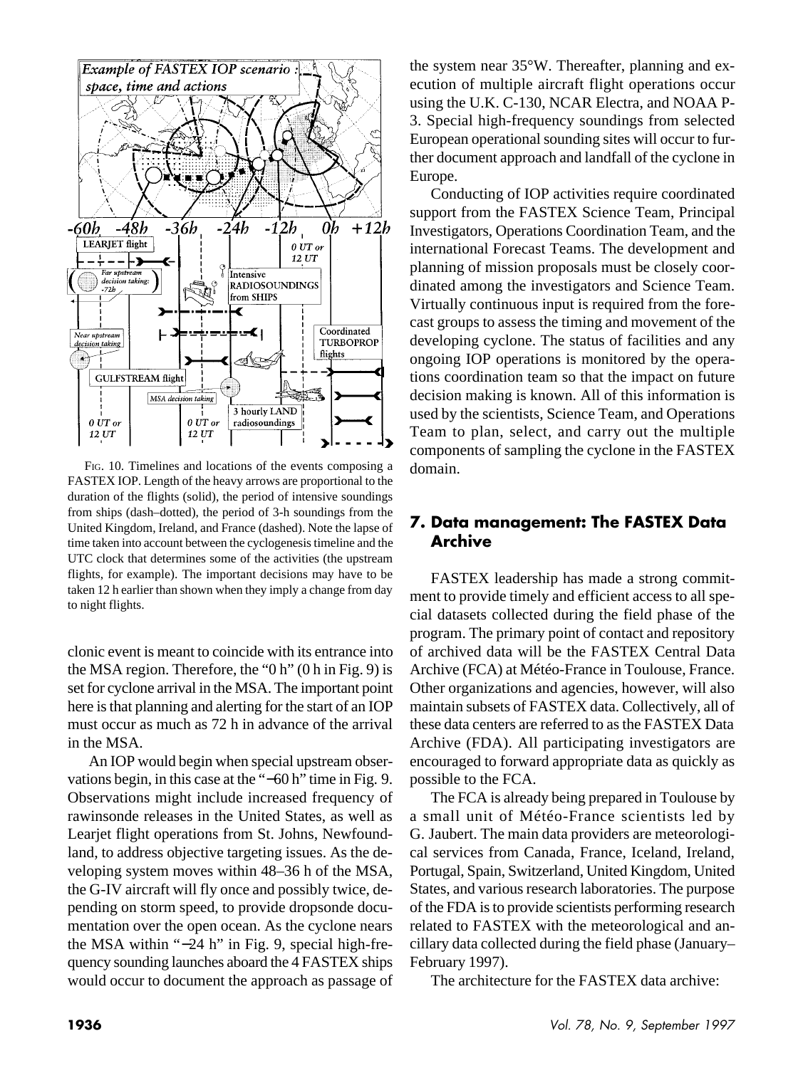Example of FASTEX IOP scenario : space, time and actions

-60h -48h -36h -24h -12h 0h +12h

LEARJET flight

Far upstream decision taking: -72h

Intensive RADIOSOUNDINGS from SHIPS

0 UT or 12 UT

Near upstream decision taking

Coordinated TURBOPROP flights

GULFSTREAM flight

MSA decision taking

3 hourly LAND radiosoundings

0 UT or 12 UT

0 UT or 12 UT

FIG. 10. Timelines and locations of the events composing a FASTEX IOP. Length of the heavy arrows are proportional to the duration of the flights (solid), the period of intensive soundings from ships (dash–dotted), the period of 3-h soundings from the United Kingdom, Ireland, and France (dashed). Note the lapse of time taken into account between the cyclogenesis timeline and the UTC clock that determines some of the activities (the upstream flights, for example). The important decisions may have to be taken 12 h earlier than shown when they imply a change from day to night flights.

clonic event is meant to coincide with its entrance into the MSA region. Therefore, the "0 h" (0 h in Fig. 9) is set for cyclone arrival in the MSA. The important point here is that planning and alerting for the start of an IOP must occur as much as 72 h in advance of the arrival in the MSA.

An IOP would begin when special upstream observations begin, in this case at the "−60 h" time in Fig. 9. Observations might include increased frequency of rawinsonde releases in the United States, as well as Learjet flight operations from St. Johns, Newfoundland, to address objective targeting issues. As the developing system moves within 48–36 h of the MSA, the G-IV aircraft will fly once and possibly twice, depending on storm speed, to provide dropsonde documentation over the open ocean. As the cyclone nears the MSA within "−24 h" in Fig. 9, special high-frequency sounding launches aboard the 4 FASTEX ships would occur to document the approach as passage of the system near 35°W. Thereafter, planning and execution of multiple aircraft flight operations occur using the U.K. C-130, NCAR Electra, and NOAA P-3. Special high-frequency soundings from selected European operational sounding sites will occur to further document approach and landfall of the cyclone in Europe.

Conducting of IOP activities require coordinated support from the FASTEX Science Team, Principal Investigators, Operations Coordination Team, and the international Forecast Teams. The development and planning of mission proposals must be closely coordinated among the investigators and Science Team. Virtually continuous input is required from the forecast groups to assess the timing and movement of the developing cyclone. The status of facilities and any ongoing IOP operations is monitored by the operations coordination team so that the impact on future decision making is known. All of this information is used by the scientists, Science Team, and Operations Team to plan, select, and carry out the multiple components of sampling the cyclone in the FASTEX domain.

## 7. Data management: The FASTEX Data Archive

FASTEX leadership has made a strong commitment to provide timely and efficient access to all special datasets collected during the field phase of the program. The primary point of contact and repository of archived data will be the FASTEX Central Data Archive (FCA) at Météo-France in Toulouse, France. Other organizations and agencies, however, will also maintain subsets of FASTEX data. Collectively, all of these data centers are referred to as the FASTEX Data Archive (FDA). All participating investigators are encouraged to forward appropriate data as quickly as possible to the FCA.

The FCA is already being prepared in Toulouse by a small unit of Météo-France scientists led by G. Jaubert. The main data providers are meteorological services from Canada, France, Iceland, Ireland, Portugal, Spain, Switzerland, United Kingdom, United States, and various research laboratories. The purpose of the FDA is to provide scientists performing research related to FASTEX with the meteorological and ancillary data collected during the field phase (January–February 1997).

The architecture for the FASTEX data archive: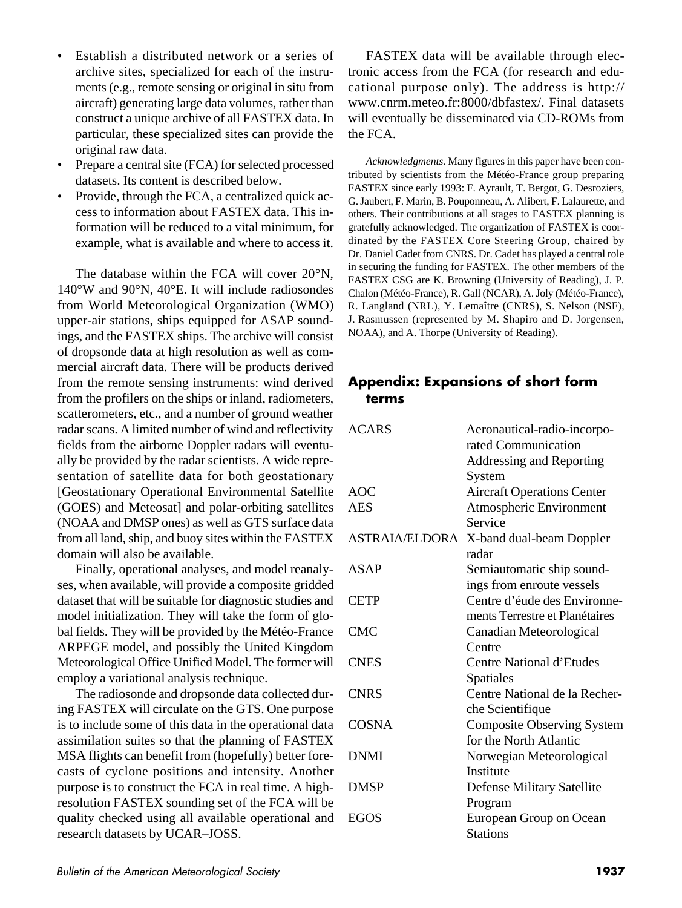- Establish a distributed network or a series of archive sites, specialized for each of the instruments (e.g., remote sensing or original in situ from aircraft) generating large data volumes, rather than construct a unique archive of all FASTEX data. In particular, these specialized sites can provide the original raw data.
- Prepare a central site (FCA) for selected processed datasets. Its content is described below.
- Provide, through the FCA, a centralized quick access to information about FASTEX data. This information will be reduced to a vital minimum, for example, what is available and where to access it.

The database within the FCA will cover 20°N, 140°W and 90°N, 40°E. It will include radiosondes from World Meteorological Organization (WMO) upper-air stations, ships equipped for ASAP soundings, and the FASTEX ships. The archive will consist of dropsonde data at high resolution as well as commercial aircraft data. There will be products derived from the remote sensing instruments: wind derived from the profilers on the ships or inland, radiometers, scatterometers, etc., and a number of ground weather radar scans. A limited number of wind and reflectivity fields from the airborne Doppler radars will eventually be provided by the radar scientists. A wide representation of satellite data for both geostationary [Geostationary Operational Environmental Satellite (GOES) and Meteosat] and polar-orbiting satellites (NOAA and DMSP ones) as well as GTS surface data from all land, ship, and buoy sites within the FASTEX domain will also be available.

Finally, operational analyses, and model reanalyses, when available, will provide a composite gridded dataset that will be suitable for diagnostic studies and model initialization. They will take the form of global fields. They will be provided by the Météo-France ARPEGE model, and possibly the United Kingdom Meteorological Office Unified Model. The former will employ a variational analysis technique.

The radiosonde and dropsonde data collected during FASTEX will circulate on the GTS. One purpose is to include some of this data in the operational data assimilation suites so that the planning of FASTEX MSA flights can benefit from (hopefully) better forecasts of cyclone positions and intensity. Another purpose is to construct the FCA in real time. A high-resolution FASTEX sounding set of the FCA will be quality checked using all available operational and research datasets by UCAR–JOSS.

FASTEX data will be available through electronic access from the FCA (for research and educational purpose only). The address is http://www.cnrm.meteo.fr:8000/dbfastex/. Final datasets will eventually be disseminated via CD-ROMs from the FCA.

*Acknowledgments.* Many figures in this paper have been contributed by scientists from the Météo-France group preparing FASTEX since early 1993: F. Ayrault, T. Bergot, G. Desroziers, G. Jaubert, F. Marin, B. Pouponneau, A. Alibert, F. Lalaurette, and others. Their contributions at all stages to FASTEX planning is gratefully acknowledged. The organization of FASTEX is coordinated by the FASTEX Core Steering Group, chaired by Dr. Daniel Cadet from CNRS. Dr. Cadet has played a central role in securing the funding for FASTEX. The other members of the FASTEX CSG are K. Browning (University of Reading), J. P. Chalon (Météo-France), R. Gall (NCAR), A. Joly (Météo-France), R. Langland (NRL), Y. Lemaître (CNRS), S. Nelson (NSF), J. Rasmussen (represented by M. Shapiro and D. Jorgensen, NOAA), and A. Thorpe (University of Reading).

## Appendix: Expansions of short form terms

| | |
|---|---|
| ACARS | Aeronautical-radio-incorporated Communication Addressing and Reporting System |
| AOC | Aircraft Operations Center |
| AES | Atmospheric Environment Service |
| ASTRAIA/ELDORA | X-band dual-beam Doppler radar |
| ASAP | Semiautomatic ship soundings from enroute vessels |
| CETP | Centre d'éude des Environnements Terrestre et Planétaires |
| CMC | Canadian Meteorological Centre |
| CNES | Centre National d'Etudes Spatiales |
| CNRS | Centre National de la Recherche Scientifique |
| COSNA | Composite Observing System for the North Atlantic |
| DNMI | Norwegian Meteorological Institute |
| DMSP | Defense Military Satellite Program |
| EGOS | European Group on Ocean Stations |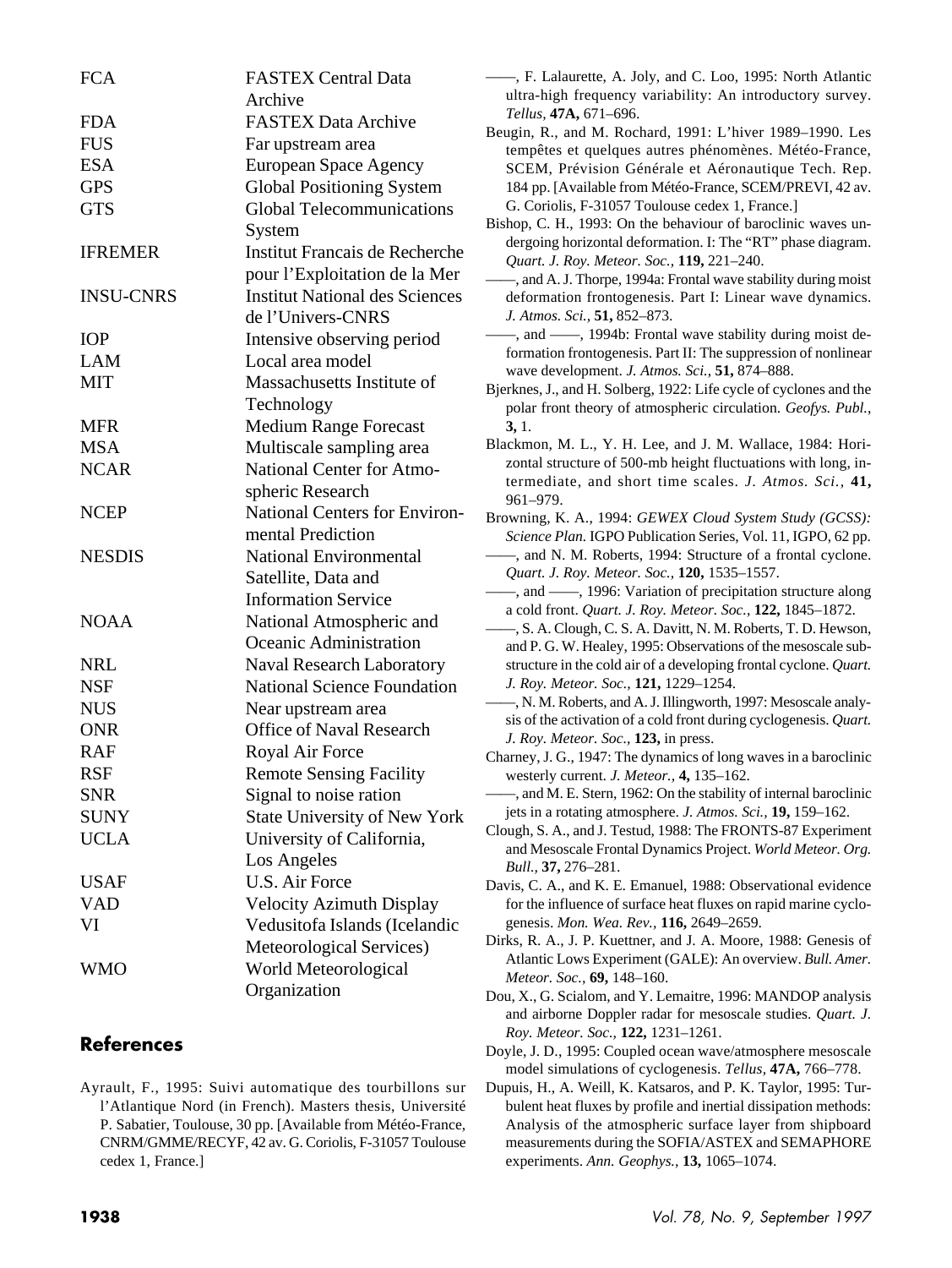| | |
|---|---|
| FCA | FASTEX Central Data Archive |
| FDA | FASTEX Data Archive |
| FUS | Far upstream area |
| ESA | European Space Agency |
| GPS | Global Positioning System |
| GTS | Global Telecommunications System |
| IFREMER | Institut Francais de Recherche pour l'Exploitation de la Mer |
| INSU-CNRS | Institut National des Sciences de l'Univers-CNRS |
| IOP | Intensive observing period |
| LAM | Local area model |
| MIT | Massachusetts Institute of Technology |
| MFR | Medium Range Forecast |
| MSA | Multiscale sampling area |
| NCAR | National Center for Atmospheric Research |
| NCEP | National Centers for Environmental Prediction |
| NESDIS | National Environmental Satellite, Data and Information Service |
| NOAA | National Atmospheric and Oceanic Administration |
| NRL | Naval Research Laboratory |
| NSF | National Science Foundation |
| NUS | Near upstream area |
| ONR | Office of Naval Research |
| RAF | Royal Air Force |
| RSF | Remote Sensing Facility |
| SNR | Signal to noise ration |
| SUNY | State University of New York |
| UCLA | University of California, Los Angeles |
| USAF | U.S. Air Force |
| VAD | Velocity Azimuth Display |
| VI | Vedusitofa Islands (Icelandic Meteorological Services) |
| WMO | World Meteorological Organization |

## References

Ayrault, F., 1995: Suivi automatique des tourbillons sur l'Atlantique Nord (in French). Masters thesis, Université P. Sabatier, Toulouse, 30 pp. [Available from Météo-France, CNRM/GMME/RECYF, 42 av. G. Coriolis, F-31057 Toulouse cedex 1, France.]

——, F. Lalaurette, A. Joly, and C. Loo, 1995: North Atlantic ultra-high frequency variability: An introductory survey. *Tellus,* **47A,** 671–696.

Beugin, R., and M. Rochard, 1991: L'hiver 1989–1990. Les tempêtes et quelques autres phénomènes. Météo-France, SCEM, Prévision Générale et Aeronautique Tech. Rep. 184 pp. [Available from Météo-France, SCEM/PREVI, 42 av. G. Coriolis, F-31057 Toulouse cedex 1, France.]

Bishop, C. H., 1993: On the behaviour of baroclinic waves undergoing horizontal deformation. I: The "RT" phase diagram. *Quart. J. Roy. Meteor. Soc.,* **119,** 221–240.

——, and A. J. Thorpe, 1994a: Frontal wave stability during moist deformation frontogenesis. Part I: Linear wave dynamics. *J. Atmos. Sci.,* **51,** 852–873.

——, and ——, 1994b: Frontal wave stability during moist deformation frontogenesis. Part II: The suppression of nonlinear wave development. *J. Atmos. Sci.,* **51,** 874–888.

Bjerknes, J., and H. Solberg, 1922: Life cycle of cyclones and the polar front theory of atmospheric circulation. *Geofys. Publ.,* **3,** 1.

Blackmon, M. L., Y. H. Lee, and J. M. Wallace, 1984: Horizontal structure of 500-mb height fluctuations with long, intermediate, and short time scales. *J. Atmos. Sci.,* **41,** 961–979.

Browning, K. A., 1994: *GEWEX Cloud System Study (GCSS): Science Plan.* IGPO Publication Series, Vol. 11, IGPO, 62 pp.

——, and N. M. Roberts, 1994: Structure of a frontal cyclone. *Quart. J. Roy. Meteor. Soc.,* **120,** 1535–1557.

——, and ——, 1996: Variation of precipitation structure along a cold front. *Quart. J. Roy. Meteor. Soc.,* **122,** 1845–1872.

——, S. A. Clough, C. S. A. Davitt, N. M. Roberts, T. D. Hewson, and P. G. W. Healey, 1995: Observations of the mesoscale substructure in the cold air of a developing frontal cyclone. *Quart. J. Roy. Meteor. Soc.,* **121,** 1229–1254.

——, N. M. Roberts, and A. J. Illingworth, 1997: Mesoscale analysis of the activation of a cold front during cyclogenesis. *Quart. J. Roy. Meteor. Soc.,* **123,** in press.

Charney, J. G., 1947: The dynamics of long waves in a baroclinic westerly current. *J. Meteor.,* **4,** 135–162.

——, and M. E. Stern, 1962: On the stability of internal baroclinic jets in a rotating atmosphere. *J. Atmos. Sci.,* **19,** 159–162.

Clough, S. A., and J. Testud, 1988: The FRONTS-87 Experiment and Mesoscale Frontal Dynamics Project. *World Meteor. Org. Bull.,* **37,** 276–281.

Davis, C. A., and K. E. Emanuel, 1988: Observational evidence for the influence of surface heat fluxes on rapid marine cyclogenesis. *Mon. Wea. Rev.,* **116,** 2649–2659.

Dirks, R. A., J. P. Kuettner, and J. A. Moore, 1988: Genesis of Atlantic Lows Experiment (GALE): An overview. *Bull. Amer. Meteor. Soc.,* **69,** 148–160.

Dou, X., G. Scialom, and Y. Lemaitre, 1996: MANDOP analysis and airborne Doppler radar for mesoscale studies. *Quart. J. Roy. Meteor. Soc.,* **122,** 1231–1261.

Doyle, J. D., 1995: Coupled ocean wave/atmosphere mesoscale model simulations of cyclogenesis. *Tellus,* **47A,** 766–778.

Dupuis, H., A. Weill, K. Katsaros, and P. K. Taylor, 1995: Turbulent heat fluxes by profile and inertial dissipation methods: Analysis of the atmospheric surface layer from shipboard measurements during the SOFIA/ASTEX and SEMAPHORE experiments. *Ann. Geophys.,* **13,** 1065–1074.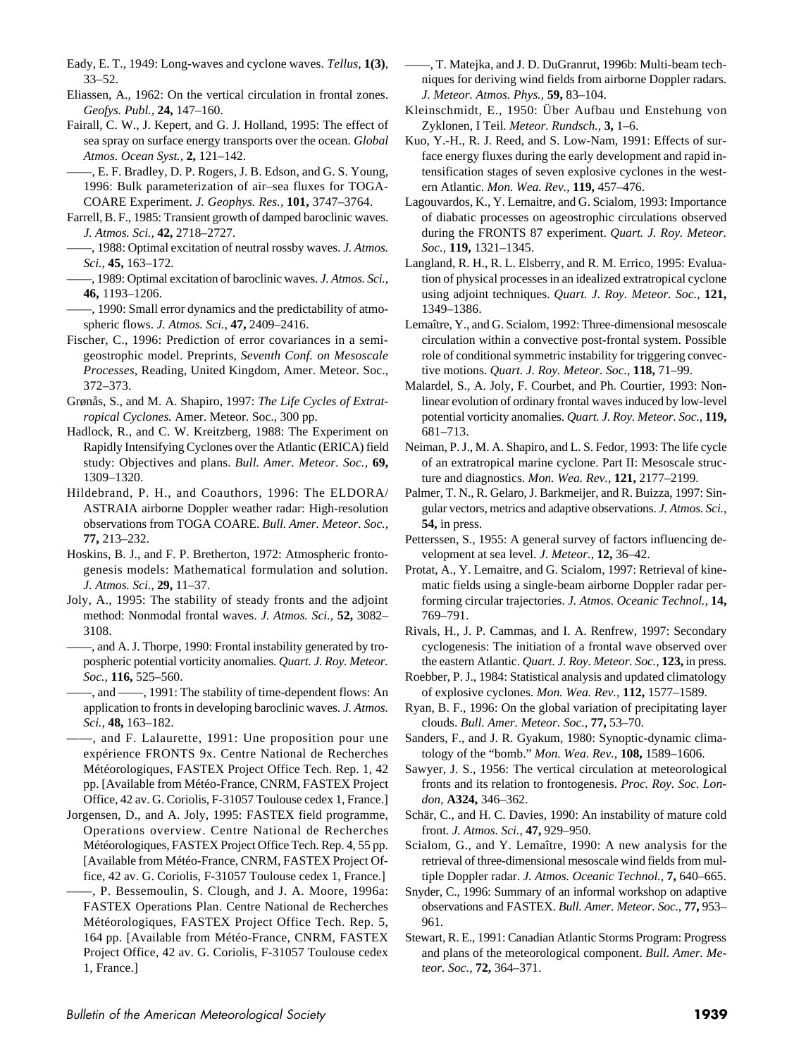Eady, E. T., 1949: Long-waves and cyclone waves. *Tellus,* **1(3)**, 33–52.

Eliassen, A., 1962: On the vertical circulation in frontal zones. *Geofys. Publ.,* **24,** 147–160.

Fairall, C. W., J. Kepert, and G. J. Holland, 1995: The effect of sea spray on surface energy transports over the ocean. *Global Atmos. Ocean Syst.,* **2,** 121–142.

——, E. F. Bradley, D. P. Rogers, J. B. Edson, and G. S. Young, 1996: Bulk parameterization of air–sea fluxes for TOGA-COARE Experiment. *J. Geophys. Res.,* **101,** 3747–3764.

Farrell, B. F., 1985: Transient growth of damped baroclinic waves. *J. Atmos. Sci.,* **42,** 2718–2727.

——, 1988: Optimal excitation of neutral rossby waves. *J. Atmos. Sci.,* **45,** 163–172.

——, 1989: Optimal excitation of baroclinic waves. *J. Atmos. Sci.,* **46,** 1193–1206.

——, 1990: Small error dynamics and the predictability of atmospheric flows. *J. Atmos. Sci.,* **47,** 2409–2416.

Fischer, C., 1996: Prediction of error covariances in a semi-geostrophic model. Preprints, *Seventh Conf. on Mesoscale Processes*, Reading, United Kingdom, Amer. Meteor. Soc., 372–373.

Grønås, S., and M. A. Shapiro, 1997: *The Life Cycles of Extratropical Cyclones.* Amer. Meteor. Soc., 300 pp.

Hadlock, R., and C. W. Kreitzberg, 1988: The Experiment on Rapidly Intensifying Cyclones over the Atlantic (ERICA) field study: Objectives and plans. *Bull. Amer. Meteor. Soc.,* **69,** 1309–1320.

Hildebrand, P. H., and Coauthors, 1996: The ELDORA/ASTRAIA airborne Doppler weather radar: High-resolution observations from TOGA COARE. *Bull. Amer. Meteor. Soc.,* **77,** 213–232.

Hoskins, B. J., and F. P. Bretherton, 1972: Atmospheric frontogenesis models: Mathematical formulation and solution. *J. Atmos. Sci.,* **29,** 11–37.

Joly, A., 1995: The stability of steady fronts and the adjoint method: Nonmodal frontal waves. *J. Atmos. Sci.,* **52,** 3082–3108.

——, and A. J. Thorpe, 1990: Frontal instability generated by tropospheric potential vorticity anomalies. *Quart. J. Roy. Meteor. Soc.,* **116,** 525–560.

——, and ——, 1991: The stability of time-dependent flows: An application to fronts in developing baroclinic waves. *J. Atmos. Sci.,* **48,** 163–182.

——, and F. Lalaurette, 1991: Une proposition pour une expérience FRONTS 9x. Centre National de Recherches Météorologiques, FASTEX Project Office Tech. Rep. 1, 42 pp. [Available from Météo-France, CNRM, FASTEX Project Office, 42 av. G. Coriolis, F-31057 Toulouse cedex 1, France.]

Jorgensen, D., and A. Joly, 1995: FASTEX field programme, Operations overview. Centre National de Recherches Météorologiques, FASTEX Project Office Tech. Rep. 4, 55 pp. [Available from Météo-France, CNRM, FASTEX Project Office, 42 av. G. Coriolis, F-31057 Toulouse cedex 1, France.]

——, P. Bessemoulin, S. Clough, and J. A. Moore, 1996a: FASTEX Operations Plan. Centre National de Recherches Météorologiques, FASTEX Project Office Tech. Rep. 5, 164 pp. [Available from Météo-France, CNRM, FASTEX Project Office, 42 av. G. Coriolis, F-31057 Toulouse cedex 1, France.]

——, T. Matejka, and J. D. DuGranrut, 1996b: Multi-beam techniques for deriving wind fields from airborne Doppler radars. *J. Meteor. Atmos. Phys.,* **59,** 83–104.

Kleinschmidt, E., 1950: Über Aufbau und Enstehung von Zyklonen, I Teil. *Meteor. Rundsch.,* **3,** 1–6.

Kuo, Y.-H., R. J. Reed, and S. Low-Nam, 1991: Effects of surface energy fluxes during the early development and rapid intensification stages of seven explosive cyclones in the western Atlantic. *Mon. Wea. Rev.,* **119,** 457–476.

Lagouvardos, K., Y. Lemaitre, and G. Scialom, 1993: Importance of diabatic processes on ageostrophic circulations observed during the FRONTS 87 experiment. *Quart. J. Roy. Meteor. Soc.,* **119,** 1321–1345.

Langland, R. H., R. L. Elsberry, and R. M. Errico, 1995: Evaluation of physical processes in an idealized extratropical cyclone using adjoint techniques. *Quart. J. Roy. Meteor. Soc.,* **121,** 1349–1386.

Lemaître, Y., and G. Scialom, 1992: Three-dimensional mesoscale circulation within a convective post-frontal system. Possible role of conditional symmetric instability for triggering convective motions. *Quart. J. Roy. Meteor. Soc.,* **118,** 71–99.

Malardel, S., A. Joly, F. Courbet, and Ph. Courtier, 1993: Nonlinear evolution of ordinary frontal waves induced by low-level potential vorticity anomalies. *Quart. J. Roy. Meteor. Soc.,* **119,** 681–713.

Neiman, P. J., M. A. Shapiro, and L. S. Fedor, 1993: The life cycle of an extratropical marine cyclone. Part II: Mesoscale structure and diagnostics. *Mon. Wea. Rev.,* **121,** 2177–2199.

Palmer, T. N., R. Gelaro, J. Barkmeijer, and R. Buizza, 1997: Singular vectors, metrics and adaptive observations. *J. Atmos. Sci.,* **54,** in press.

Petterssen, S., 1955: A general survey of factors influencing development at sea level. *J. Meteor.,* **12,** 36–42.

Protat, A., Y. Lemaitre, and G. Scialom, 1997: Retrieval of kinematic fields using a single-beam airborne Doppler radar performing circular trajectories. *J. Atmos. Oceanic Technol.,* **14,** 769–791.

Rivals, H., J. P. Cammas, and I. A. Renfrew, 1997: Secondary cyclogenesis: The initiation of a frontal wave observed over the eastern Atlantic. *Quart. J. Roy. Meteor. Soc.,* **123,** in press.

Roebber, P. J., 1984: Statistical analysis and updated climatology of explosive cyclones. *Mon. Wea. Rev.,* **112,** 1577–1589.

Ryan, B. F., 1996: On the global variation of precipitating layer clouds. *Bull. Amer. Meteor. Soc.,* **77,** 53–70.

Sanders, F., and J. R. Gyakum, 1980: Synoptic-dynamic climatology of the "bomb." *Mon. Wea. Rev.,* **108,** 1589–1606.

Sawyer, J. S., 1956: The vertical circulation at meteorological fronts and its relation to frontogenesis. *Proc. Roy. Soc. London,* **A324,** 346–362.

Schär, C., and H. C. Davies, 1990: An instability of mature cold front. *J. Atmos. Sci.,* **47,** 929–950.

Scialom, G., and Y. Lemaître, 1990: A new analysis for the retrieval of three-dimensional mesoscale wind fields from multiple Doppler radar. *J. Atmos. Oceanic Technol.,* **7,** 640–665.

Snyder, C., 1996: Summary of an informal workshop on adaptive observations and FASTEX. *Bull. Amer. Meteor. Soc.,* **77,** 953–961.

Stewart, R. E., 1991: Canadian Atlantic Storms Program: Progress and plans of the meteorological component. *Bull. Amer. Meteor. Soc.,* **72,** 364–371.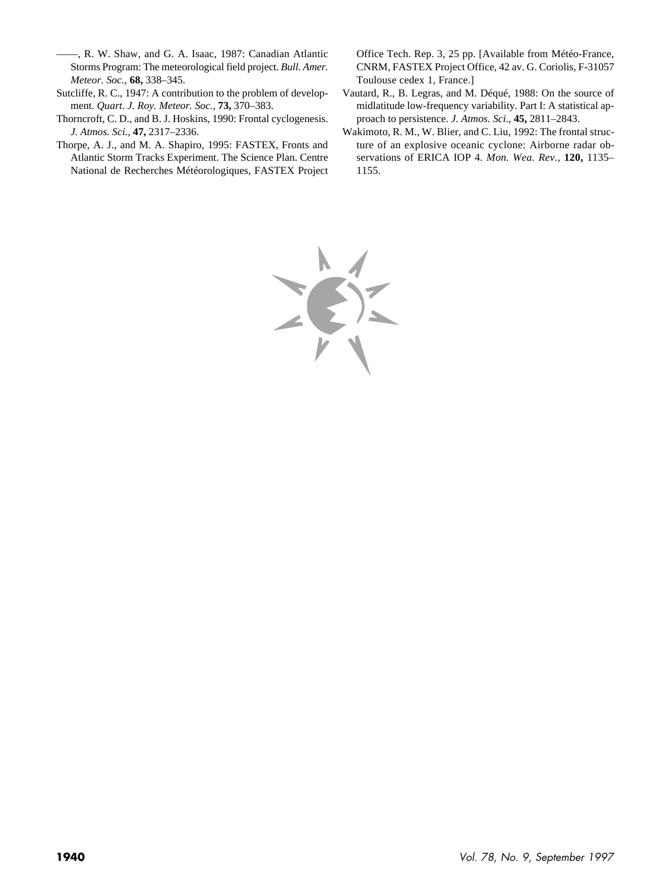——, R. W. Shaw, and G. A. Isaac, 1987: Canadian Atlantic Storms Program: The meteorological field project. *Bull. Amer. Meteor. Soc.,* **68,** 338–345.

Sutcliffe, R. C., 1947: A contribution to the problem of development. *Quart. J. Roy. Meteor. Soc.,* **73,** 370–383.

Thorncroft, C. D., and B. J. Hoskins, 1990: Frontal cyclogenesis. *J. Atmos. Sci.,* **47,** 2317–2336.

Thorpe, A. J., and M. A. Shapiro, 1995: FASTEX, Fronts and Atlantic Storm Tracks Experiment. The Science Plan. Centre National de Recherches Météorologiques, FASTEX Project Office Tech. Rep. 3, 25 pp. [Available from Météo-France, CNRM, FASTEX Project Office, 42 av. G. Coriolis, F-31057 Toulouse cedex 1, France.]

Vautard, R., B. Legras, and M. Déqué, 1988: On the source of midlatitude low-frequency variability. Part I: A statistical approach to persistence. *J. Atmos. Sci.,* **45,** 2811–2843.

Wakimoto, R. M., W. Blier, and C. Liu, 1992: The frontal structure of an explosive oceanic cyclone: Airborne radar observations of ERICA IOP 4. *Mon. Wea. Rev.,* **120,** 1135–1155.